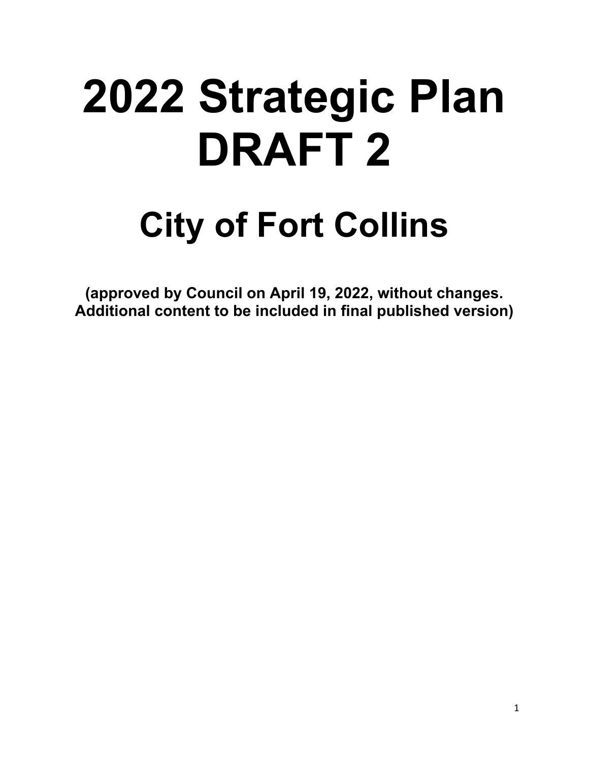# 2022 Strategic Plan DRAFT 2

## City of Fort Collins

**(approved by Council on April 19, 2022, without changes. Additional content to be included in final published version)**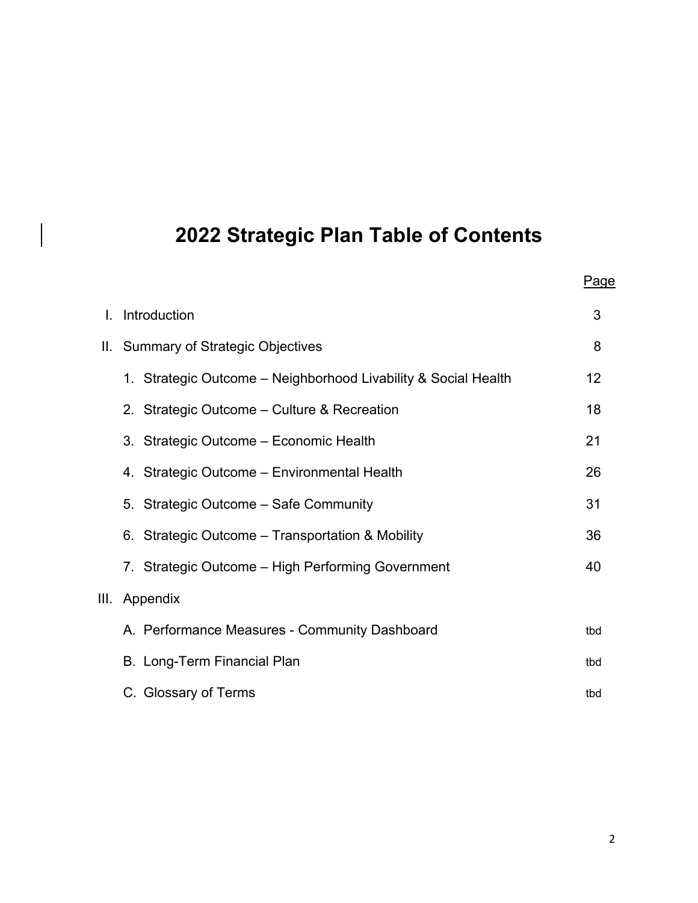# 2022 Strategic Plan Table of Contents

| | | Page |
|---|---|---|
| I. | Introduction | 3 |
| II. | Summary of Strategic Objectives | 8 |
| | 1. Strategic Outcome – Neighborhood Livability & Social Health | 12 |
| | 2. Strategic Outcome – Culture & Recreation | 18 |
| | 3. Strategic Outcome – Economic Health | 21 |
| | 4. Strategic Outcome – Environmental Health | 26 |
| | 5. Strategic Outcome – Safe Community | 31 |
| | 6. Strategic Outcome – Transportation & Mobility | 36 |
| | 7. Strategic Outcome – High Performing Government | 40 |
| III. | Appendix | |
| | A. Performance Measures - Community Dashboard | tbd |
| | B. Long-Term Financial Plan | tbd |
| | C. Glossary of Terms | tbd |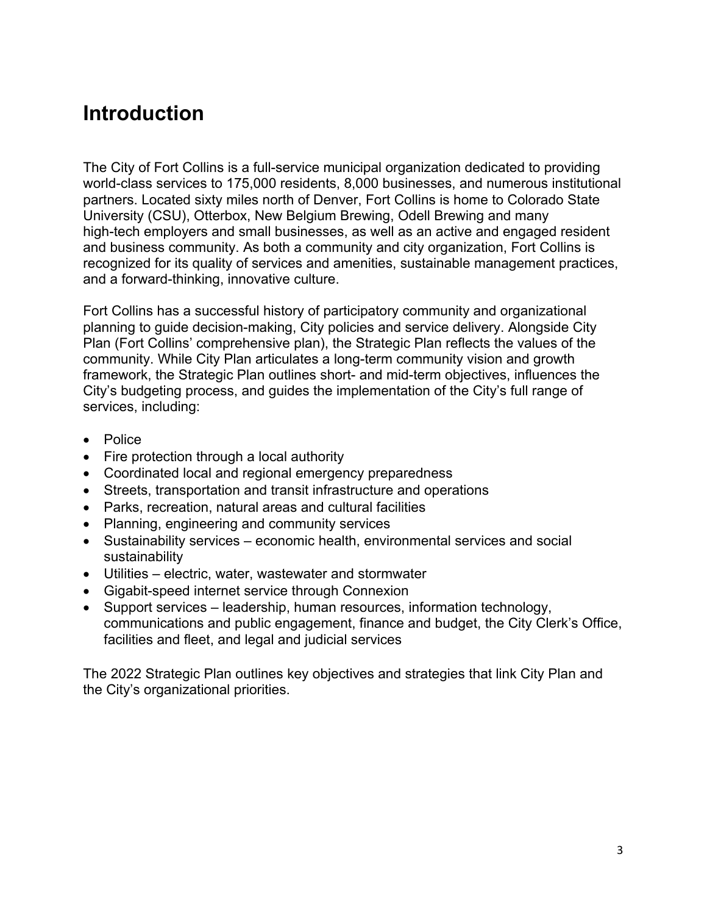# Introduction

The City of Fort Collins is a full-service municipal organization dedicated to providing world-class services to 175,000 residents, 8,000 businesses, and numerous institutional partners. Located sixty miles north of Denver, Fort Collins is home to Colorado State University (CSU), Otterbox, New Belgium Brewing, Odell Brewing and many high-tech employers and small businesses, as well as an active and engaged resident and business community. As both a community and city organization, Fort Collins is recognized for its quality of services and amenities, sustainable management practices, and a forward-thinking, innovative culture.

Fort Collins has a successful history of participatory community and organizational planning to guide decision-making, City policies and service delivery. Alongside City Plan (Fort Collins' comprehensive plan), the Strategic Plan reflects the values of the community. While City Plan articulates a long-term community vision and growth framework, the Strategic Plan outlines short- and mid-term objectives, influences the City's budgeting process, and guides the implementation of the City's full range of services, including:

- Police
- Fire protection through a local authority
- Coordinated local and regional emergency preparedness
- Streets, transportation and transit infrastructure and operations
- Parks, recreation, natural areas and cultural facilities
- Planning, engineering and community services
- Sustainability services – economic health, environmental services and social sustainability
- Utilities – electric, water, wastewater and stormwater
- Gigabit-speed internet service through Connexion
- Support services – leadership, human resources, information technology, communications and public engagement, finance and budget, the City Clerk's Office, facilities and fleet, and legal and judicial services

The 2022 Strategic Plan outlines key objectives and strategies that link City Plan and the City's organizational priorities.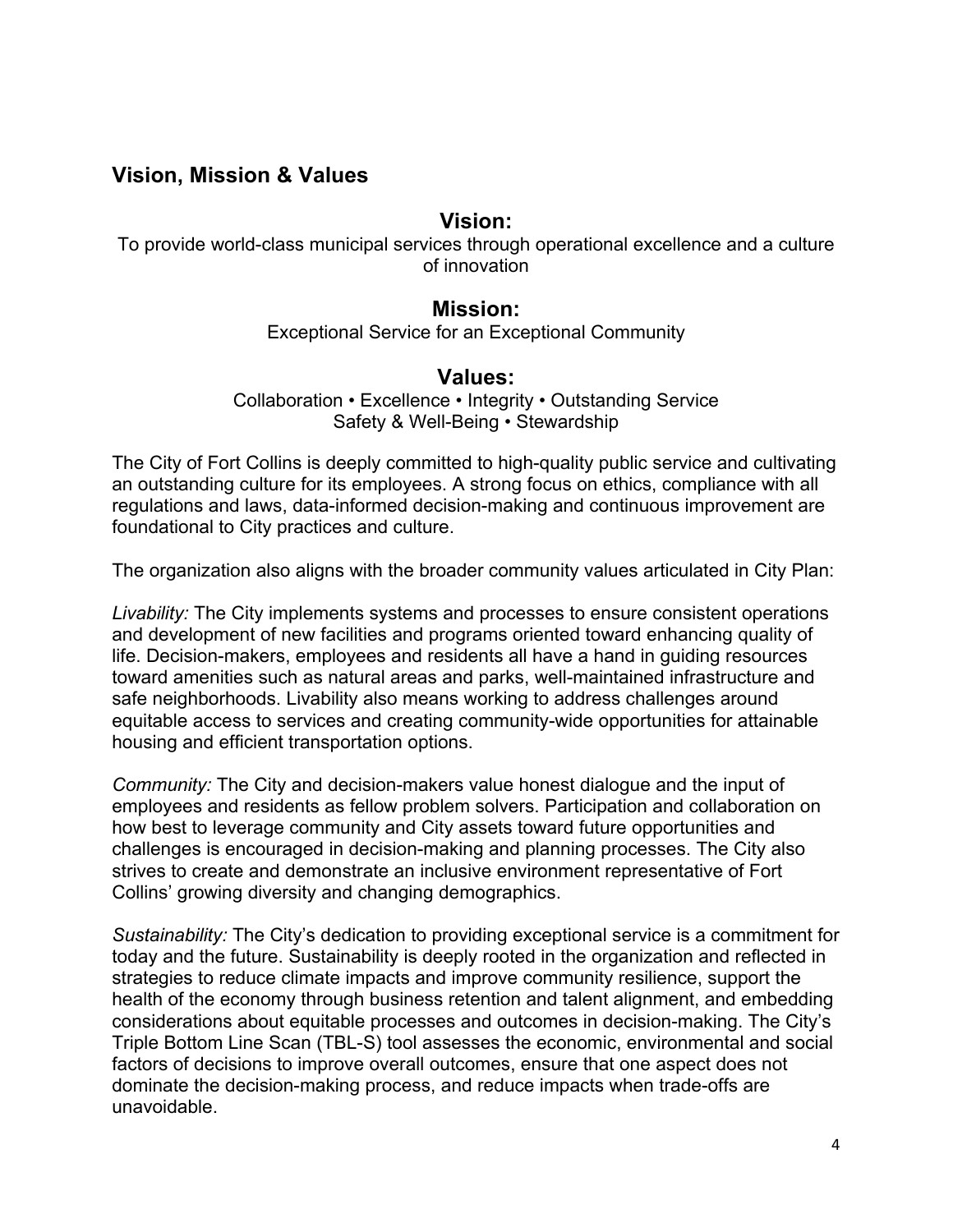## Vision, Mission & Values

### Vision:

To provide world-class municipal services through operational excellence and a culture of innovation

### Mission:

Exceptional Service for an Exceptional Community

### Values:

Collaboration • Excellence • Integrity • Outstanding Service
Safety & Well-Being • Stewardship

The City of Fort Collins is deeply committed to high-quality public service and cultivating an outstanding culture for its employees. A strong focus on ethics, compliance with all regulations and laws, data-informed decision-making and continuous improvement are foundational to City practices and culture.

The organization also aligns with the broader community values articulated in City Plan:

*Livability:* The City implements systems and processes to ensure consistent operations and development of new facilities and programs oriented toward enhancing quality of life. Decision-makers, employees and residents all have a hand in guiding resources toward amenities such as natural areas and parks, well-maintained infrastructure and safe neighborhoods. Livability also means working to address challenges around equitable access to services and creating community-wide opportunities for attainable housing and efficient transportation options.

*Community:* The City and decision-makers value honest dialogue and the input of employees and residents as fellow problem solvers. Participation and collaboration on how best to leverage community and City assets toward future opportunities and challenges is encouraged in decision-making and planning processes. The City also strives to create and demonstrate an inclusive environment representative of Fort Collins' growing diversity and changing demographics.

*Sustainability:* The City's dedication to providing exceptional service is a commitment for today and the future. Sustainability is deeply rooted in the organization and reflected in strategies to reduce climate impacts and improve community resilience, support the health of the economy through business retention and talent alignment, and embedding considerations about equitable processes and outcomes in decision-making. The City's Triple Bottom Line Scan (TBL-S) tool assesses the economic, environmental and social factors of decisions to improve overall outcomes, ensure that one aspect does not dominate the decision-making process, and reduce impacts when trade-offs are unavoidable.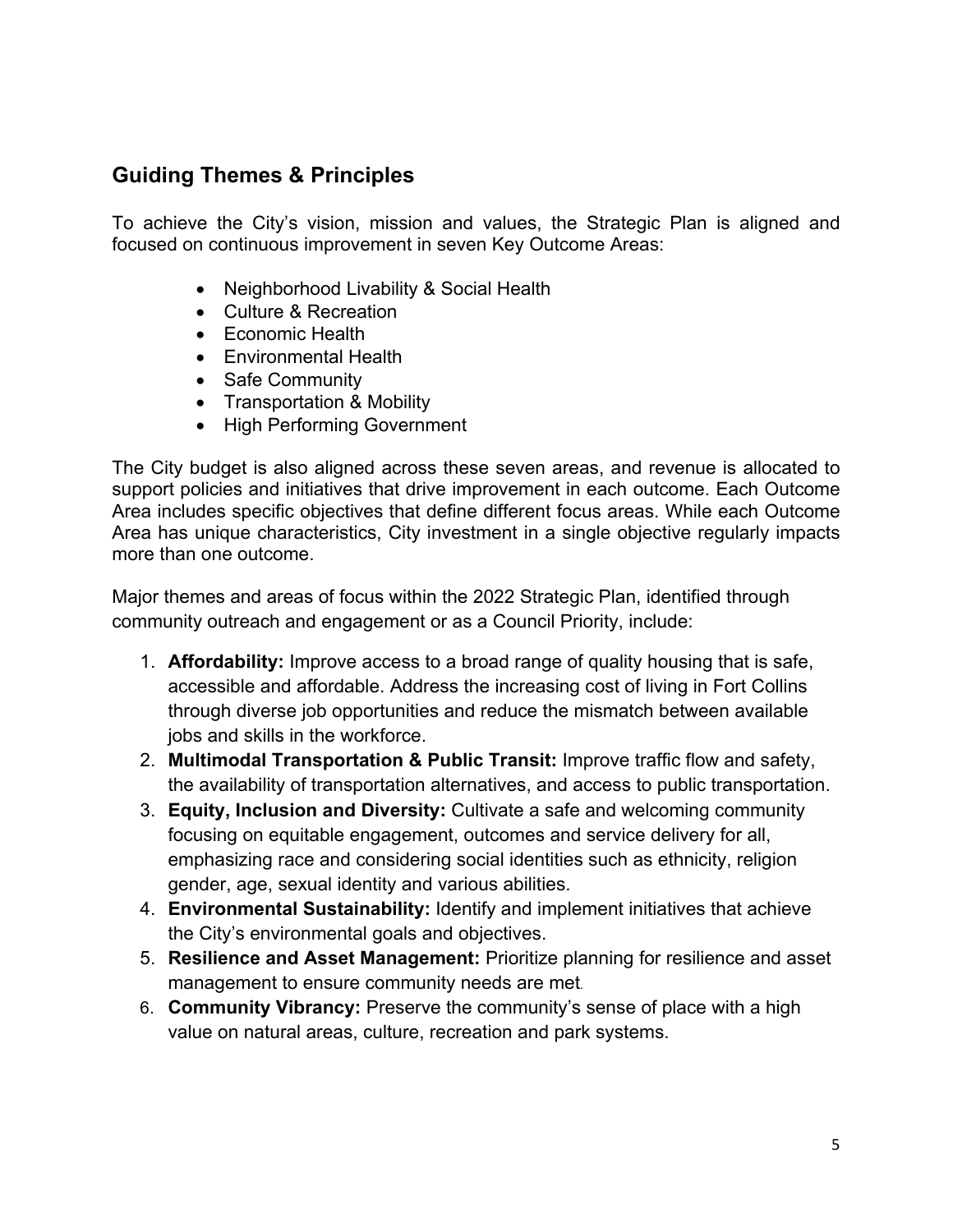## Guiding Themes & Principles

To achieve the City's vision, mission and values, the Strategic Plan is aligned and focused on continuous improvement in seven Key Outcome Areas:

- Neighborhood Livability & Social Health
- Culture & Recreation
- Economic Health
- Environmental Health
- Safe Community
- Transportation & Mobility
- High Performing Government

The City budget is also aligned across these seven areas, and revenue is allocated to support policies and initiatives that drive improvement in each outcome. Each Outcome Area includes specific objectives that define different focus areas. While each Outcome Area has unique characteristics, City investment in a single objective regularly impacts more than one outcome.

Major themes and areas of focus within the 2022 Strategic Plan, identified through community outreach and engagement or as a Council Priority, include:

1. **Affordability:** Improve access to a broad range of quality housing that is safe, accessible and affordable. Address the increasing cost of living in Fort Collins through diverse job opportunities and reduce the mismatch between available jobs and skills in the workforce.
2. **Multimodal Transportation & Public Transit:** Improve traffic flow and safety, the availability of transportation alternatives, and access to public transportation.
3. **Equity, Inclusion and Diversity:** Cultivate a safe and welcoming community focusing on equitable engagement, outcomes and service delivery for all, emphasizing race and considering social identities such as ethnicity, religion gender, age, sexual identity and various abilities.
4. **Environmental Sustainability:** Identify and implement initiatives that achieve the City's environmental goals and objectives.
5. **Resilience and Asset Management:** Prioritize planning for resilience and asset management to ensure community needs are met.
6. **Community Vibrancy:** Preserve the community's sense of place with a high value on natural areas, culture, recreation and park systems.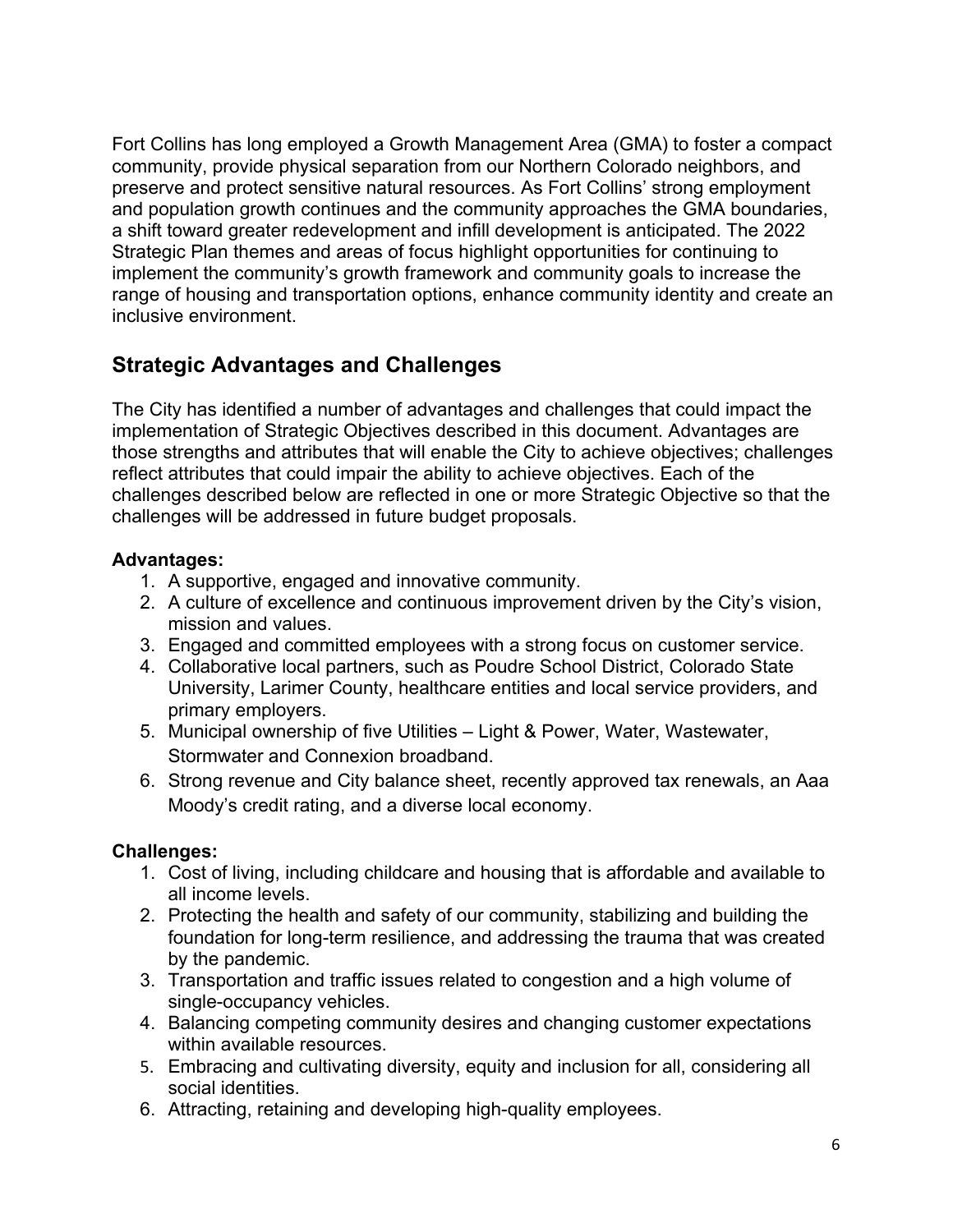Fort Collins has long employed a Growth Management Area (GMA) to foster a compact community, provide physical separation from our Northern Colorado neighbors, and preserve and protect sensitive natural resources. As Fort Collins' strong employment and population growth continues and the community approaches the GMA boundaries, a shift toward greater redevelopment and infill development is anticipated. The 2022 Strategic Plan themes and areas of focus highlight opportunities for continuing to implement the community's growth framework and community goals to increase the range of housing and transportation options, enhance community identity and create an inclusive environment.

## Strategic Advantages and Challenges

The City has identified a number of advantages and challenges that could impact the implementation of Strategic Objectives described in this document. Advantages are those strengths and attributes that will enable the City to achieve objectives; challenges reflect attributes that could impair the ability to achieve objectives. Each of the challenges described below are reflected in one or more Strategic Objective so that the challenges will be addressed in future budget proposals.

**Advantages:**

1. A supportive, engaged and innovative community.
2. A culture of excellence and continuous improvement driven by the City's vision, mission and values.
3. Engaged and committed employees with a strong focus on customer service.
4. Collaborative local partners, such as Poudre School District, Colorado State University, Larimer County, healthcare entities and local service providers, and primary employers.
5. Municipal ownership of five Utilities – Light & Power, Water, Wastewater, Stormwater and Connexion broadband.
6. Strong revenue and City balance sheet, recently approved tax renewals, an Aaa Moody's credit rating, and a diverse local economy.

**Challenges:**

1. Cost of living, including childcare and housing that is affordable and available to all income levels.
2. Protecting the health and safety of our community, stabilizing and building the foundation for long-term resilience, and addressing the trauma that was created by the pandemic.
3. Transportation and traffic issues related to congestion and a high volume of single-occupancy vehicles.
4. Balancing competing community desires and changing customer expectations within available resources.
5. Embracing and cultivating diversity, equity and inclusion for all, considering all social identities.
6. Attracting, retaining and developing high-quality employees.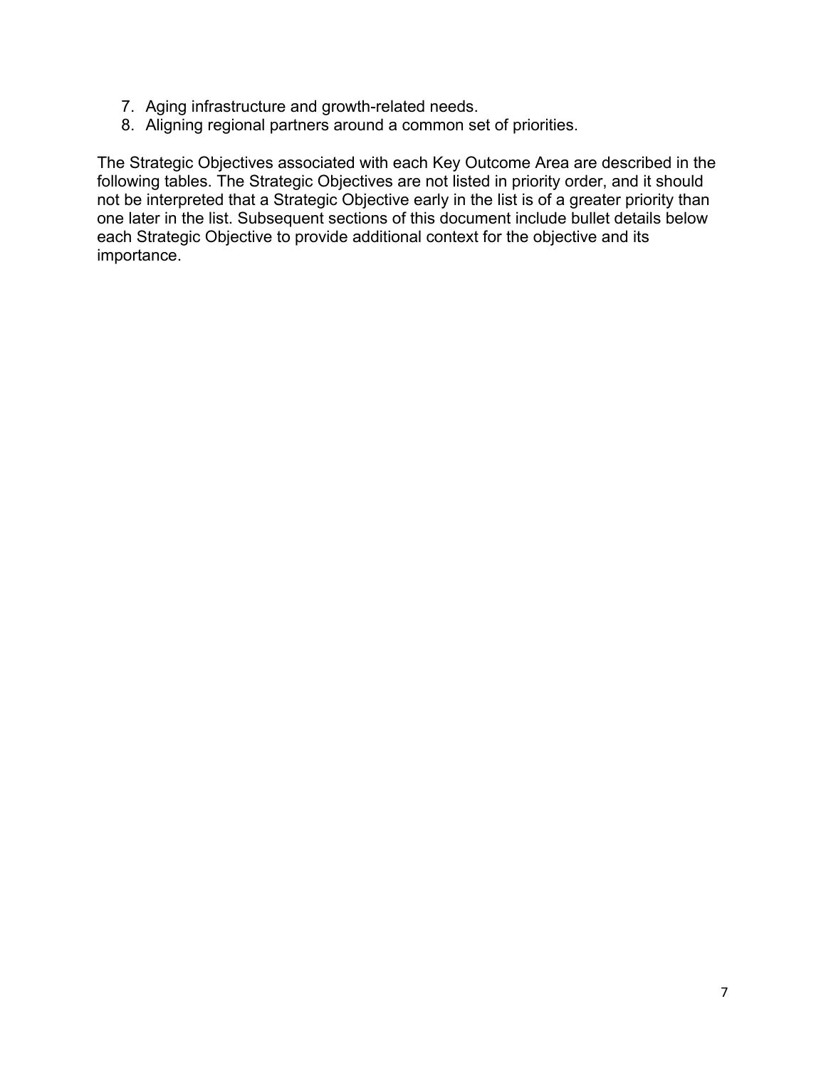7. Aging infrastructure and growth-related needs.
8. Aligning regional partners around a common set of priorities.

The Strategic Objectives associated with each Key Outcome Area are described in the following tables. The Strategic Objectives are not listed in priority order, and it should not be interpreted that a Strategic Objective early in the list is of a greater priority than one later in the list. Subsequent sections of this document include bullet details below each Strategic Objective to provide additional context for the objective and its importance.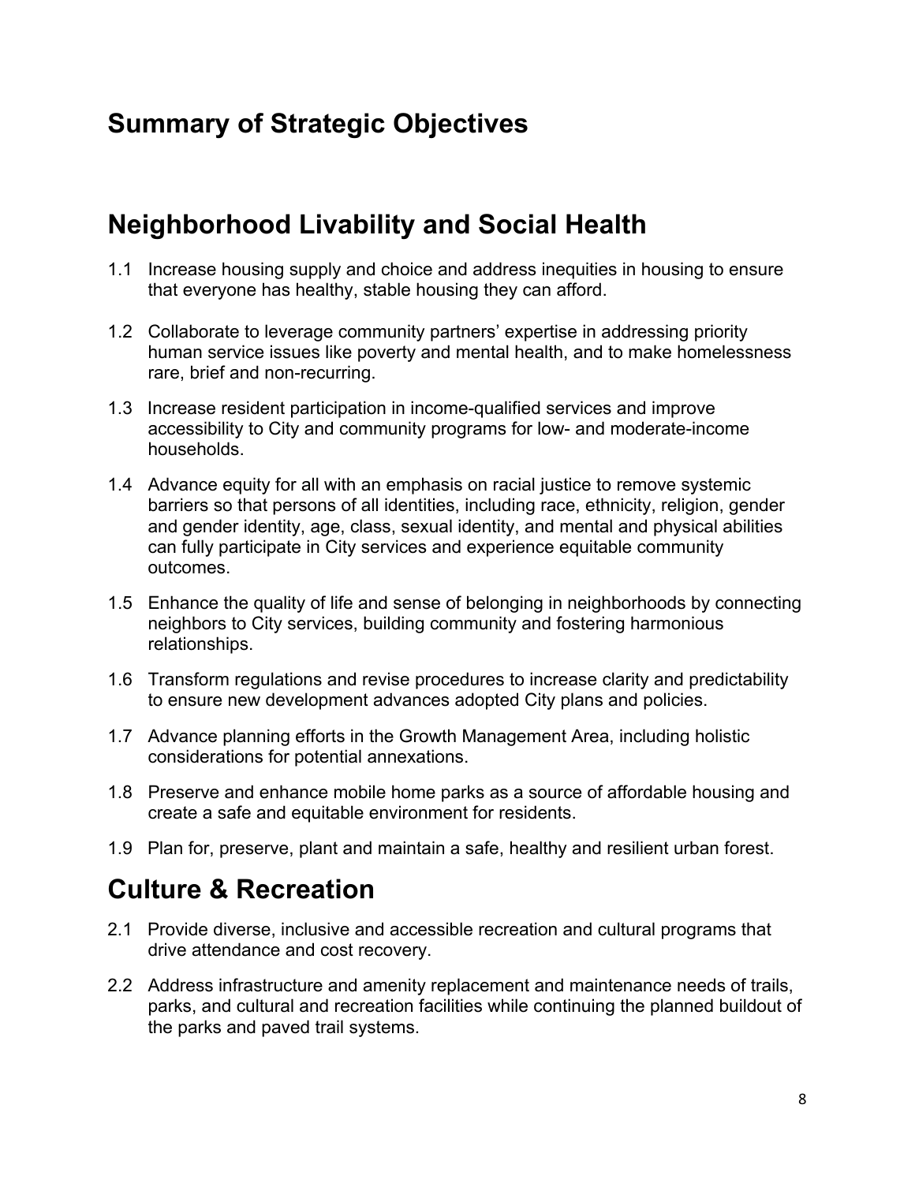# Summary of Strategic Objectives

## Neighborhood Livability and Social Health

1.1 Increase housing supply and choice and address inequities in housing to ensure that everyone has healthy, stable housing they can afford.

1.2 Collaborate to leverage community partners' expertise in addressing priority human service issues like poverty and mental health, and to make homelessness rare, brief and non-recurring.

1.3 Increase resident participation in income-qualified services and improve accessibility to City and community programs for low- and moderate-income households.

1.4 Advance equity for all with an emphasis on racial justice to remove systemic barriers so that persons of all identities, including race, ethnicity, religion, gender and gender identity, age, class, sexual identity, and mental and physical abilities can fully participate in City services and experience equitable community outcomes.

1.5 Enhance the quality of life and sense of belonging in neighborhoods by connecting neighbors to City services, building community and fostering harmonious relationships.

1.6 Transform regulations and revise procedures to increase clarity and predictability to ensure new development advances adopted City plans and policies.

1.7 Advance planning efforts in the Growth Management Area, including holistic considerations for potential annexations.

1.8 Preserve and enhance mobile home parks as a source of affordable housing and create a safe and equitable environment for residents.

1.9 Plan for, preserve, plant and maintain a safe, healthy and resilient urban forest.

## Culture & Recreation

2.1 Provide diverse, inclusive and accessible recreation and cultural programs that drive attendance and cost recovery.

2.2 Address infrastructure and amenity replacement and maintenance needs of trails, parks, and cultural and recreation facilities while continuing the planned buildout of the parks and paved trail systems.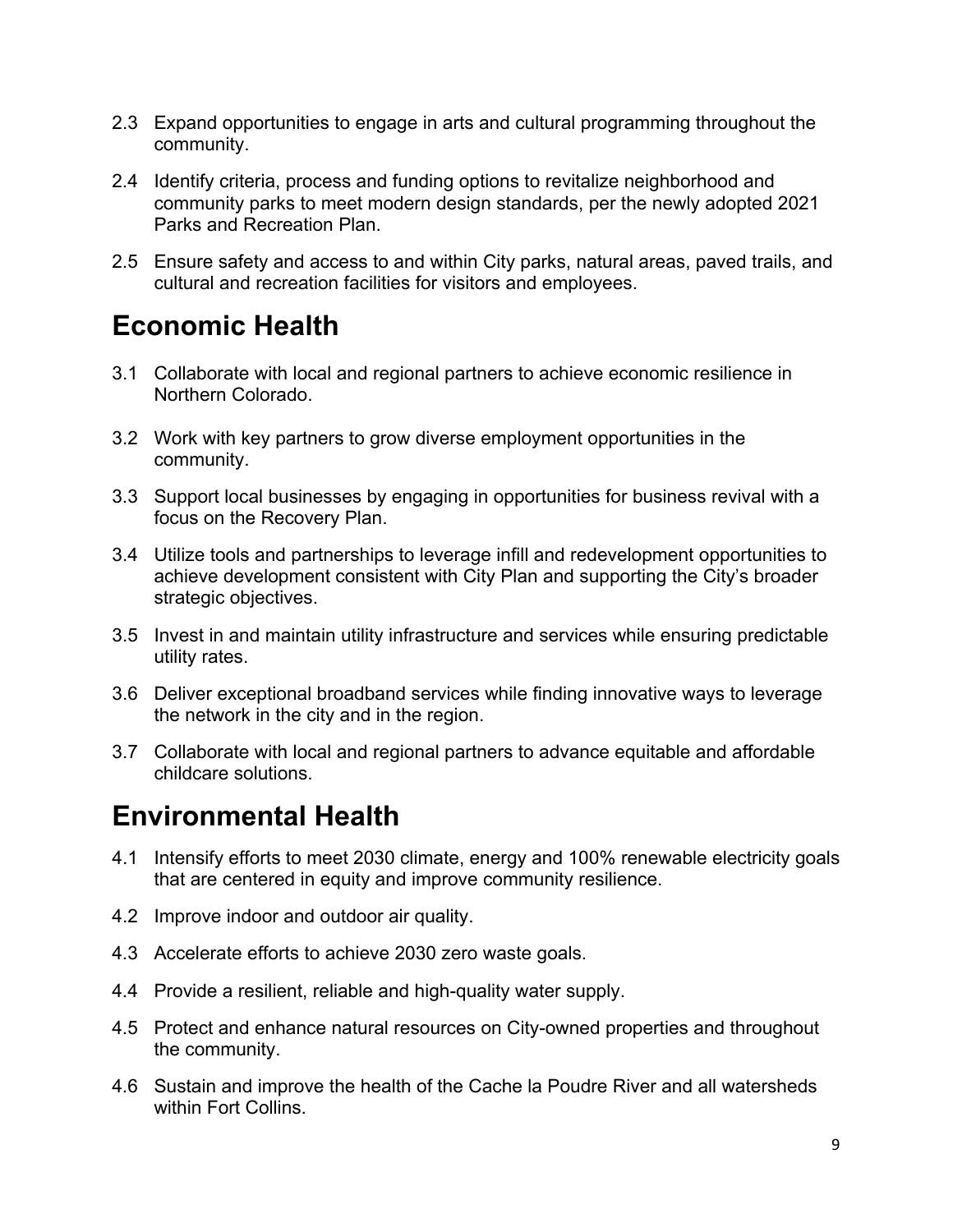2.3 Expand opportunities to engage in arts and cultural programming throughout the community.

2.4 Identify criteria, process and funding options to revitalize neighborhood and community parks to meet modern design standards, per the newly adopted 2021 Parks and Recreation Plan.

2.5 Ensure safety and access to and within City parks, natural areas, paved trails, and cultural and recreation facilities for visitors and employees.

# Economic Health

3.1 Collaborate with local and regional partners to achieve economic resilience in Northern Colorado.

3.2 Work with key partners to grow diverse employment opportunities in the community.

3.3 Support local businesses by engaging in opportunities for business revival with a focus on the Recovery Plan.

3.4 Utilize tools and partnerships to leverage infill and redevelopment opportunities to achieve development consistent with City Plan and supporting the City's broader strategic objectives.

3.5 Invest in and maintain utility infrastructure and services while ensuring predictable utility rates.

3.6 Deliver exceptional broadband services while finding innovative ways to leverage the network in the city and in the region.

3.7 Collaborate with local and regional partners to advance equitable and affordable childcare solutions.

# Environmental Health

4.1 Intensify efforts to meet 2030 climate, energy and 100% renewable electricity goals that are centered in equity and improve community resilience.

4.2 Improve indoor and outdoor air quality.

4.3 Accelerate efforts to achieve 2030 zero waste goals.

4.4 Provide a resilient, reliable and high-quality water supply.

4.5 Protect and enhance natural resources on City-owned properties and throughout the community.

4.6 Sustain and improve the health of the Cache la Poudre River and all watersheds within Fort Collins.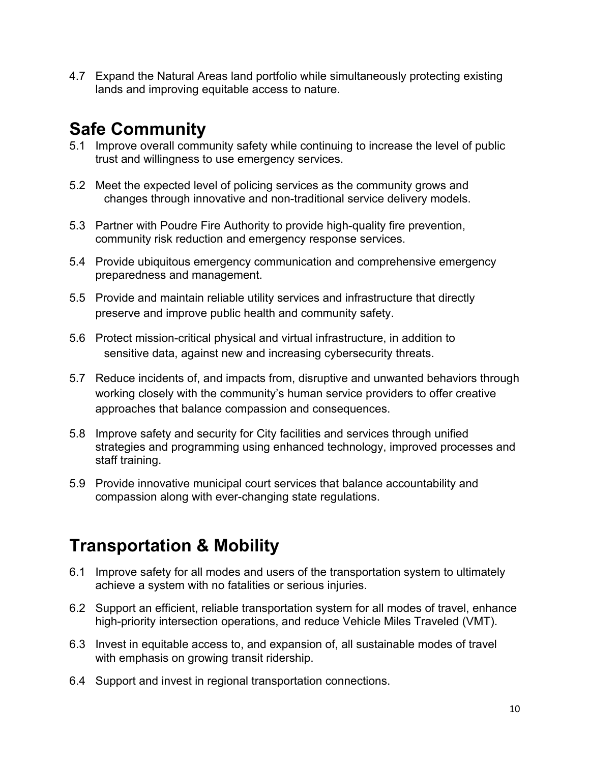4.7 Expand the Natural Areas land portfolio while simultaneously protecting existing lands and improving equitable access to nature.

## Safe Community

5.1 Improve overall community safety while continuing to increase the level of public trust and willingness to use emergency services.

5.2 Meet the expected level of policing services as the community grows and changes through innovative and non-traditional service delivery models.

5.3 Partner with Poudre Fire Authority to provide high-quality fire prevention, community risk reduction and emergency response services.

5.4 Provide ubiquitous emergency communication and comprehensive emergency preparedness and management.

5.5 Provide and maintain reliable utility services and infrastructure that directly preserve and improve public health and community safety.

5.6 Protect mission-critical physical and virtual infrastructure, in addition to sensitive data, against new and increasing cybersecurity threats.

5.7 Reduce incidents of, and impacts from, disruptive and unwanted behaviors through working closely with the community's human service providers to offer creative approaches that balance compassion and consequences.

5.8 Improve safety and security for City facilities and services through unified strategies and programming using enhanced technology, improved processes and staff training.

5.9 Provide innovative municipal court services that balance accountability and compassion along with ever-changing state regulations.

## Transportation & Mobility

6.1 Improve safety for all modes and users of the transportation system to ultimately achieve a system with no fatalities or serious injuries.

6.2 Support an efficient, reliable transportation system for all modes of travel, enhance high-priority intersection operations, and reduce Vehicle Miles Traveled (VMT).

6.3 Invest in equitable access to, and expansion of, all sustainable modes of travel with emphasis on growing transit ridership.

6.4 Support and invest in regional transportation connections.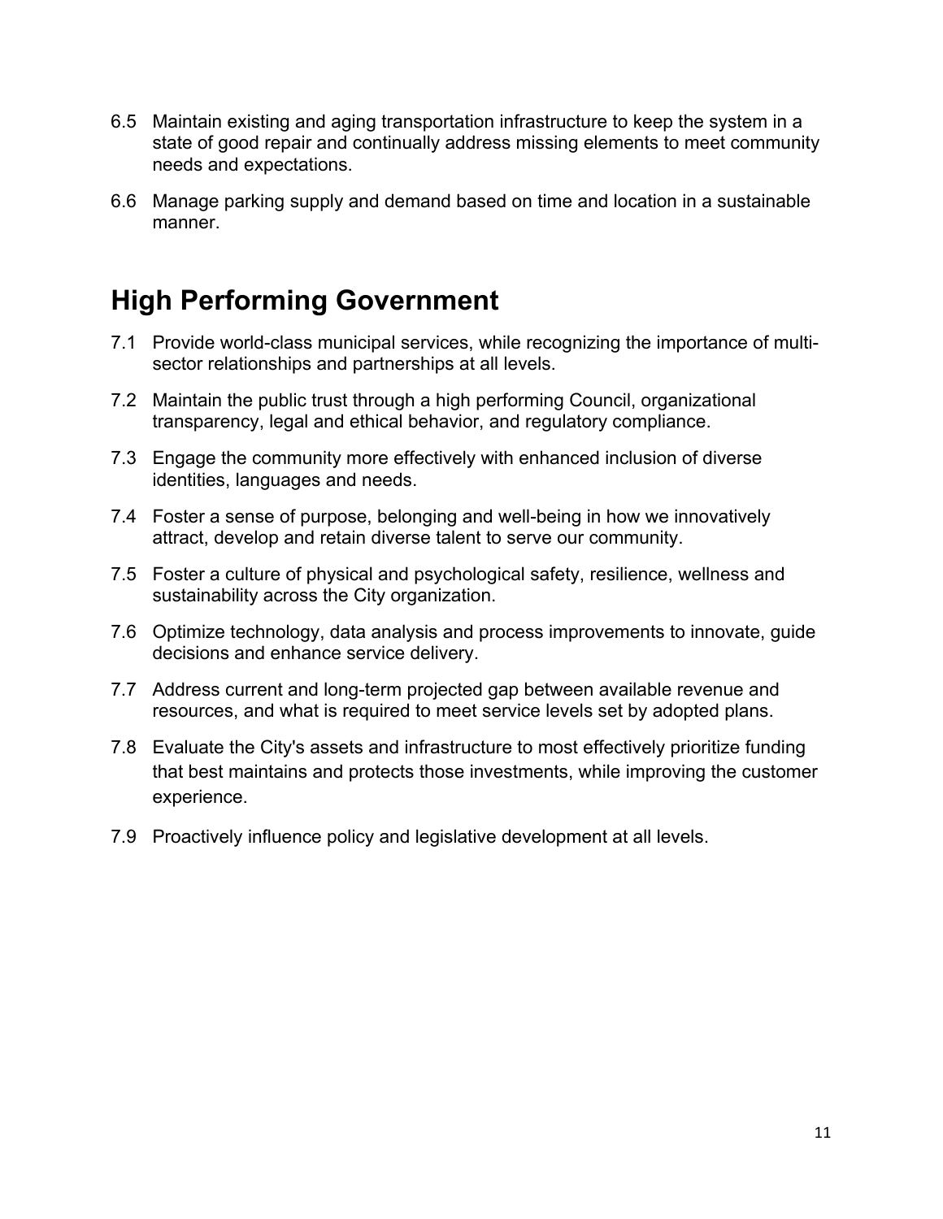6.5 Maintain existing and aging transportation infrastructure to keep the system in a state of good repair and continually address missing elements to meet community needs and expectations.

6.6 Manage parking supply and demand based on time and location in a sustainable manner.

## High Performing Government

7.1 Provide world-class municipal services, while recognizing the importance of multi-sector relationships and partnerships at all levels.

7.2 Maintain the public trust through a high performing Council, organizational transparency, legal and ethical behavior, and regulatory compliance.

7.3 Engage the community more effectively with enhanced inclusion of diverse identities, languages and needs.

7.4 Foster a sense of purpose, belonging and well-being in how we innovatively attract, develop and retain diverse talent to serve our community.

7.5 Foster a culture of physical and psychological safety, resilience, wellness and sustainability across the City organization.

7.6 Optimize technology, data analysis and process improvements to innovate, guide decisions and enhance service delivery.

7.7 Address current and long-term projected gap between available revenue and resources, and what is required to meet service levels set by adopted plans.

7.8 Evaluate the City's assets and infrastructure to most effectively prioritize funding that best maintains and protects those investments, while improving the customer experience.

7.9 Proactively influence policy and legislative development at all levels.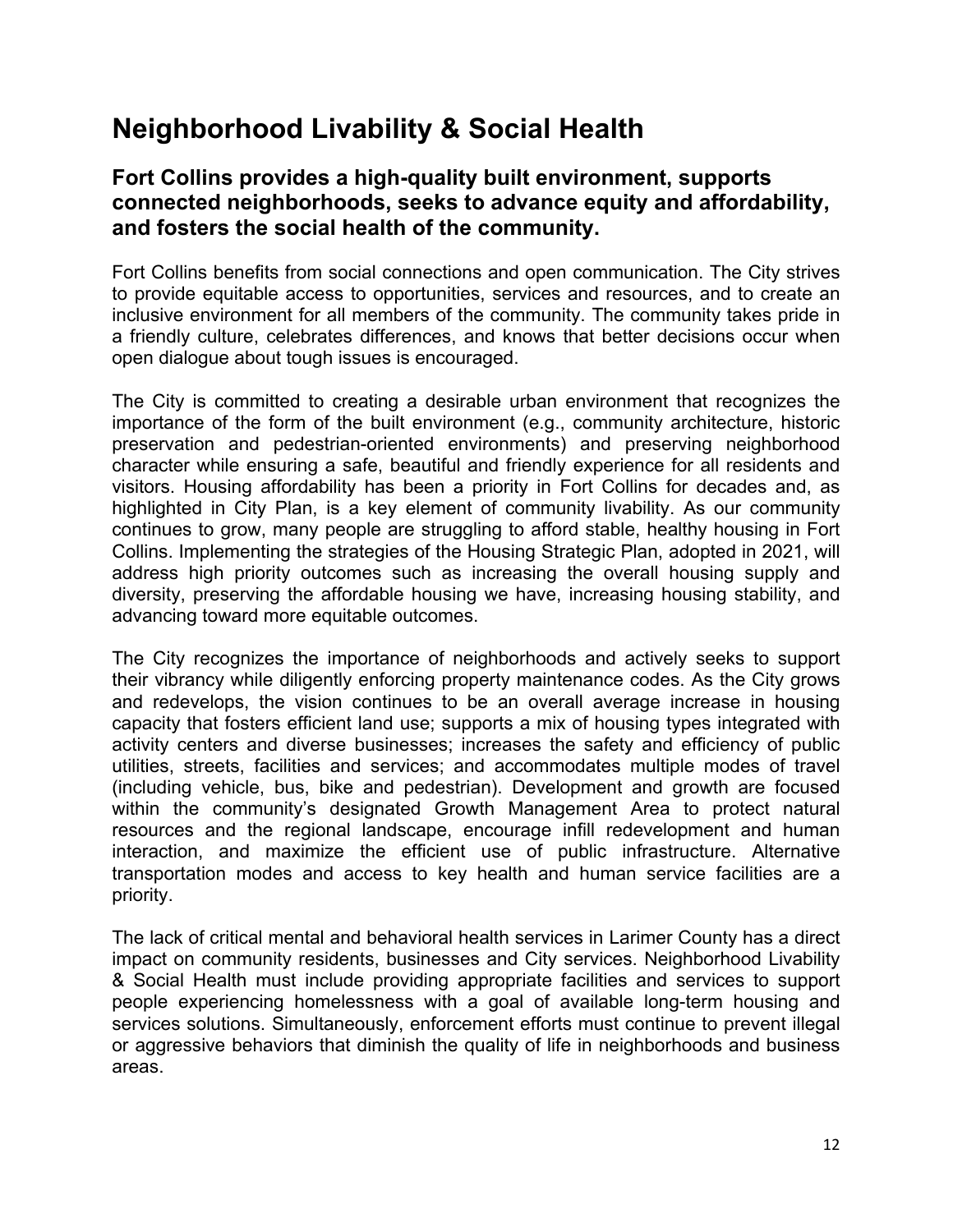# Neighborhood Livability & Social Health

## Fort Collins provides a high-quality built environment, supports connected neighborhoods, seeks to advance equity and affordability, and fosters the social health of the community.

Fort Collins benefits from social connections and open communication. The City strives to provide equitable access to opportunities, services and resources, and to create an inclusive environment for all members of the community. The community takes pride in a friendly culture, celebrates differences, and knows that better decisions occur when open dialogue about tough issues is encouraged.

The City is committed to creating a desirable urban environment that recognizes the importance of the form of the built environment (e.g., community architecture, historic preservation and pedestrian-oriented environments) and preserving neighborhood character while ensuring a safe, beautiful and friendly experience for all residents and visitors. Housing affordability has been a priority in Fort Collins for decades and, as highlighted in City Plan, is a key element of community livability. As our community continues to grow, many people are struggling to afford stable, healthy housing in Fort Collins. Implementing the strategies of the Housing Strategic Plan, adopted in 2021, will address high priority outcomes such as increasing the overall housing supply and diversity, preserving the affordable housing we have, increasing housing stability, and advancing toward more equitable outcomes.

The City recognizes the importance of neighborhoods and actively seeks to support their vibrancy while diligently enforcing property maintenance codes. As the City grows and redevelops, the vision continues to be an overall average increase in housing capacity that fosters efficient land use; supports a mix of housing types integrated with activity centers and diverse businesses; increases the safety and efficiency of public utilities, streets, facilities and services; and accommodates multiple modes of travel (including vehicle, bus, bike and pedestrian). Development and growth are focused within the community's designated Growth Management Area to protect natural resources and the regional landscape, encourage infill redevelopment and human interaction, and maximize the efficient use of public infrastructure. Alternative transportation modes and access to key health and human service facilities are a priority.

The lack of critical mental and behavioral health services in Larimer County has a direct impact on community residents, businesses and City services. Neighborhood Livability & Social Health must include providing appropriate facilities and services to support people experiencing homelessness with a goal of available long-term housing and services solutions. Simultaneously, enforcement efforts must continue to prevent illegal or aggressive behaviors that diminish the quality of life in neighborhoods and business areas.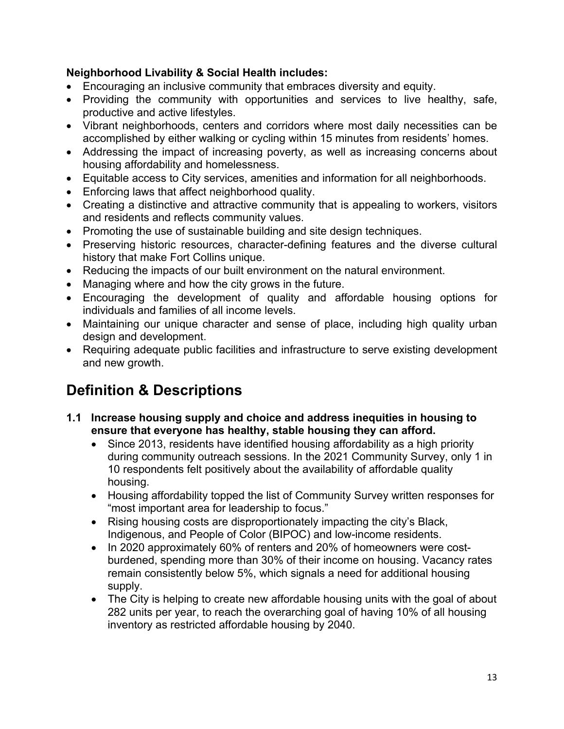**Neighborhood Livability & Social Health includes:**

- Encouraging an inclusive community that embraces diversity and equity.
- Providing the community with opportunities and services to live healthy, safe, productive and active lifestyles.
- Vibrant neighborhoods, centers and corridors where most daily necessities can be accomplished by either walking or cycling within 15 minutes from residents' homes.
- Addressing the impact of increasing poverty, as well as increasing concerns about housing affordability and homelessness.
- Equitable access to City services, amenities and information for all neighborhoods.
- Enforcing laws that affect neighborhood quality.
- Creating a distinctive and attractive community that is appealing to workers, visitors and residents and reflects community values.
- Promoting the use of sustainable building and site design techniques.
- Preserving historic resources, character-defining features and the diverse cultural history that make Fort Collins unique.
- Reducing the impacts of our built environment on the natural environment.
- Managing where and how the city grows in the future.
- Encouraging the development of quality and affordable housing options for individuals and families of all income levels.
- Maintaining our unique character and sense of place, including high quality urban design and development.
- Requiring adequate public facilities and infrastructure to serve existing development and new growth.

# Definition & Descriptions

**1.1 Increase housing supply and choice and address inequities in housing to ensure that everyone has healthy, stable housing they can afford.**

- Since 2013, residents have identified housing affordability as a high priority during community outreach sessions. In the 2021 Community Survey, only 1 in 10 respondents felt positively about the availability of affordable quality housing.
- Housing affordability topped the list of Community Survey written responses for "most important area for leadership to focus."
- Rising housing costs are disproportionately impacting the city's Black, Indigenous, and People of Color (BIPOC) and low-income residents.
- In 2020 approximately 60% of renters and 20% of homeowners were cost-burdened, spending more than 30% of their income on housing. Vacancy rates remain consistently below 5%, which signals a need for additional housing supply.
- The City is helping to create new affordable housing units with the goal of about 282 units per year, to reach the overarching goal of having 10% of all housing inventory as restricted affordable housing by 2040.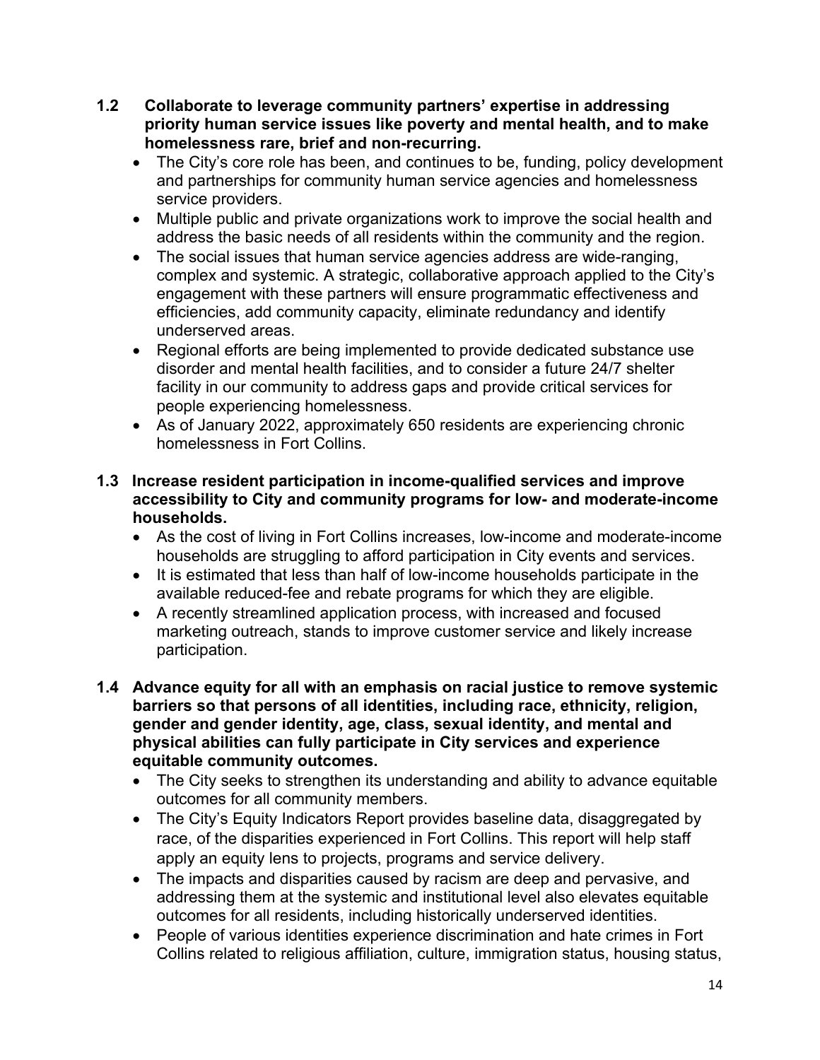**1.2 Collaborate to leverage community partners' expertise in addressing priority human service issues like poverty and mental health, and to make homelessness rare, brief and non-recurring.**

- The City's core role has been, and continues to be, funding, policy development and partnerships for community human service agencies and homelessness service providers.
- Multiple public and private organizations work to improve the social health and address the basic needs of all residents within the community and the region.
- The social issues that human service agencies address are wide-ranging, complex and systemic. A strategic, collaborative approach applied to the City's engagement with these partners will ensure programmatic effectiveness and efficiencies, add community capacity, eliminate redundancy and identify underserved areas.
- Regional efforts are being implemented to provide dedicated substance use disorder and mental health facilities, and to consider a future 24/7 shelter facility in our community to address gaps and provide critical services for people experiencing homelessness.
- As of January 2022, approximately 650 residents are experiencing chronic homelessness in Fort Collins.

**1.3 Increase resident participation in income-qualified services and improve accessibility to City and community programs for low- and moderate-income households.**

- As the cost of living in Fort Collins increases, low-income and moderate-income households are struggling to afford participation in City events and services.
- It is estimated that less than half of low-income households participate in the available reduced-fee and rebate programs for which they are eligible.
- A recently streamlined application process, with increased and focused marketing outreach, stands to improve customer service and likely increase participation.

**1.4 Advance equity for all with an emphasis on racial justice to remove systemic barriers so that persons of all identities, including race, ethnicity, religion, gender and gender identity, age, class, sexual identity, and mental and physical abilities can fully participate in City services and experience equitable community outcomes.**

- The City seeks to strengthen its understanding and ability to advance equitable outcomes for all community members.
- The City's Equity Indicators Report provides baseline data, disaggregated by race, of the disparities experienced in Fort Collins. This report will help staff apply an equity lens to projects, programs and service delivery.
- The impacts and disparities caused by racism are deep and pervasive, and addressing them at the systemic and institutional level also elevates equitable outcomes for all residents, including historically underserved identities.
- People of various identities experience discrimination and hate crimes in Fort Collins related to religious affiliation, culture, immigration status, housing status,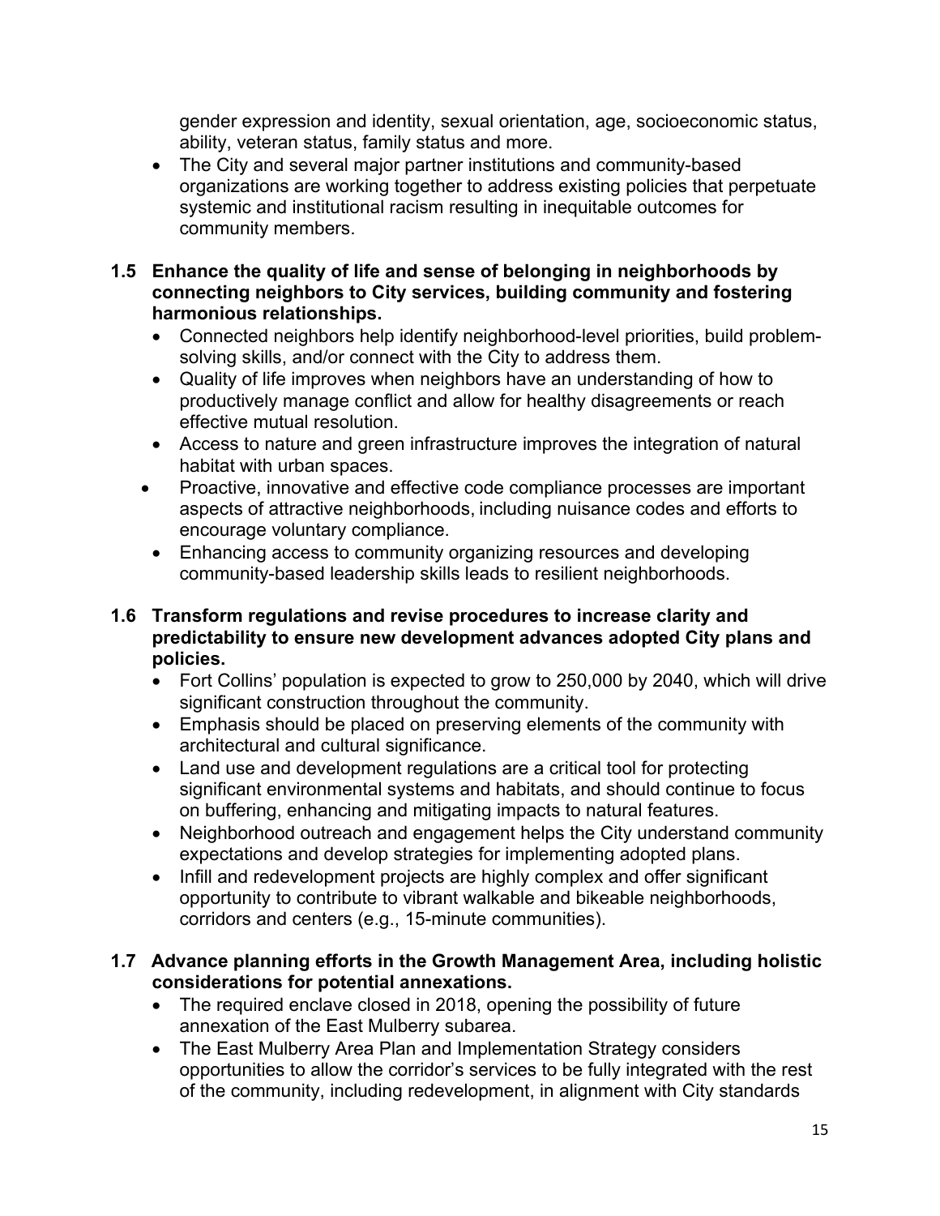gender expression and identity, sexual orientation, age, socioeconomic status, ability, veteran status, family status and more.

- The City and several major partner institutions and community-based organizations are working together to address existing policies that perpetuate systemic and institutional racism resulting in inequitable outcomes for community members.

**1.5 Enhance the quality of life and sense of belonging in neighborhoods by connecting neighbors to City services, building community and fostering harmonious relationships.**

- Connected neighbors help identify neighborhood-level priorities, build problem-solving skills, and/or connect with the City to address them.
- Quality of life improves when neighbors have an understanding of how to productively manage conflict and allow for healthy disagreements or reach effective mutual resolution.
- Access to nature and green infrastructure improves the integration of natural habitat with urban spaces.
- Proactive, innovative and effective code compliance processes are important aspects of attractive neighborhoods, including nuisance codes and efforts to encourage voluntary compliance.
- Enhancing access to community organizing resources and developing community-based leadership skills leads to resilient neighborhoods.

**1.6 Transform regulations and revise procedures to increase clarity and predictability to ensure new development advances adopted City plans and policies.**

- Fort Collins' population is expected to grow to 250,000 by 2040, which will drive significant construction throughout the community.
- Emphasis should be placed on preserving elements of the community with architectural and cultural significance.
- Land use and development regulations are a critical tool for protecting significant environmental systems and habitats, and should continue to focus on buffering, enhancing and mitigating impacts to natural features.
- Neighborhood outreach and engagement helps the City understand community expectations and develop strategies for implementing adopted plans.
- Infill and redevelopment projects are highly complex and offer significant opportunity to contribute to vibrant walkable and bikeable neighborhoods, corridors and centers (e.g., 15-minute communities).

**1.7 Advance planning efforts in the Growth Management Area, including holistic considerations for potential annexations.**

- The required enclave closed in 2018, opening the possibility of future annexation of the East Mulberry subarea.
- The East Mulberry Area Plan and Implementation Strategy considers opportunities to allow the corridor's services to be fully integrated with the rest of the community, including redevelopment, in alignment with City standards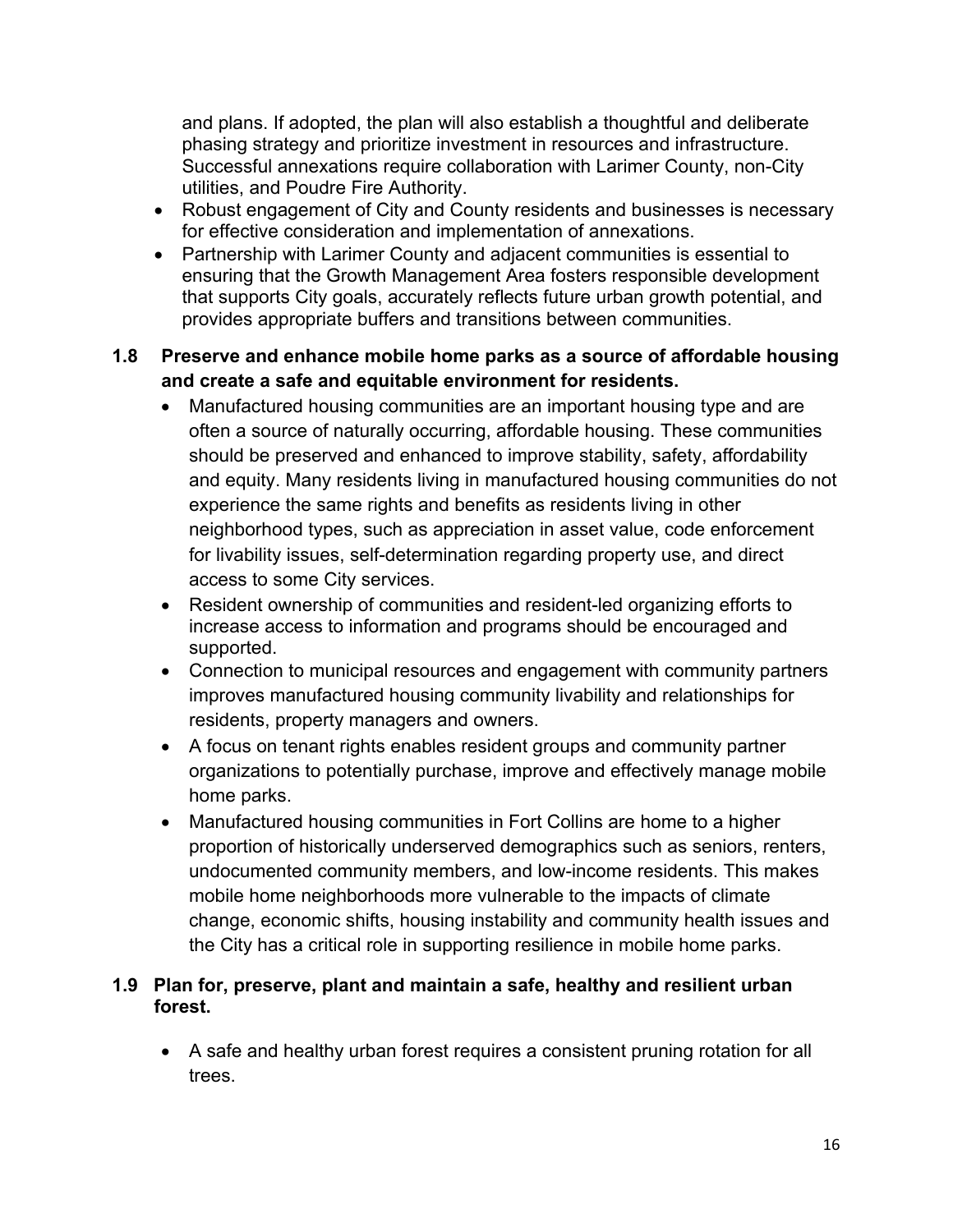and plans. If adopted, the plan will also establish a thoughtful and deliberate phasing strategy and prioritize investment in resources and infrastructure. Successful annexations require collaboration with Larimer County, non-City utilities, and Poudre Fire Authority.

- Robust engagement of City and County residents and businesses is necessary for effective consideration and implementation of annexations.
- Partnership with Larimer County and adjacent communities is essential to ensuring that the Growth Management Area fosters responsible development that supports City goals, accurately reflects future urban growth potential, and provides appropriate buffers and transitions between communities.

**1.8 Preserve and enhance mobile home parks as a source of affordable housing and create a safe and equitable environment for residents.**

- Manufactured housing communities are an important housing type and are often a source of naturally occurring, affordable housing. These communities should be preserved and enhanced to improve stability, safety, affordability and equity. Many residents living in manufactured housing communities do not experience the same rights and benefits as residents living in other neighborhood types, such as appreciation in asset value, code enforcement for livability issues, self-determination regarding property use, and direct access to some City services.
- Resident ownership of communities and resident-led organizing efforts to increase access to information and programs should be encouraged and supported.
- Connection to municipal resources and engagement with community partners improves manufactured housing community livability and relationships for residents, property managers and owners.
- A focus on tenant rights enables resident groups and community partner organizations to potentially purchase, improve and effectively manage mobile home parks.
- Manufactured housing communities in Fort Collins are home to a higher proportion of historically underserved demographics such as seniors, renters, undocumented community members, and low-income residents. This makes mobile home neighborhoods more vulnerable to the impacts of climate change, economic shifts, housing instability and community health issues and the City has a critical role in supporting resilience in mobile home parks.

**1.9 Plan for, preserve, plant and maintain a safe, healthy and resilient urban forest.**

- A safe and healthy urban forest requires a consistent pruning rotation for all trees.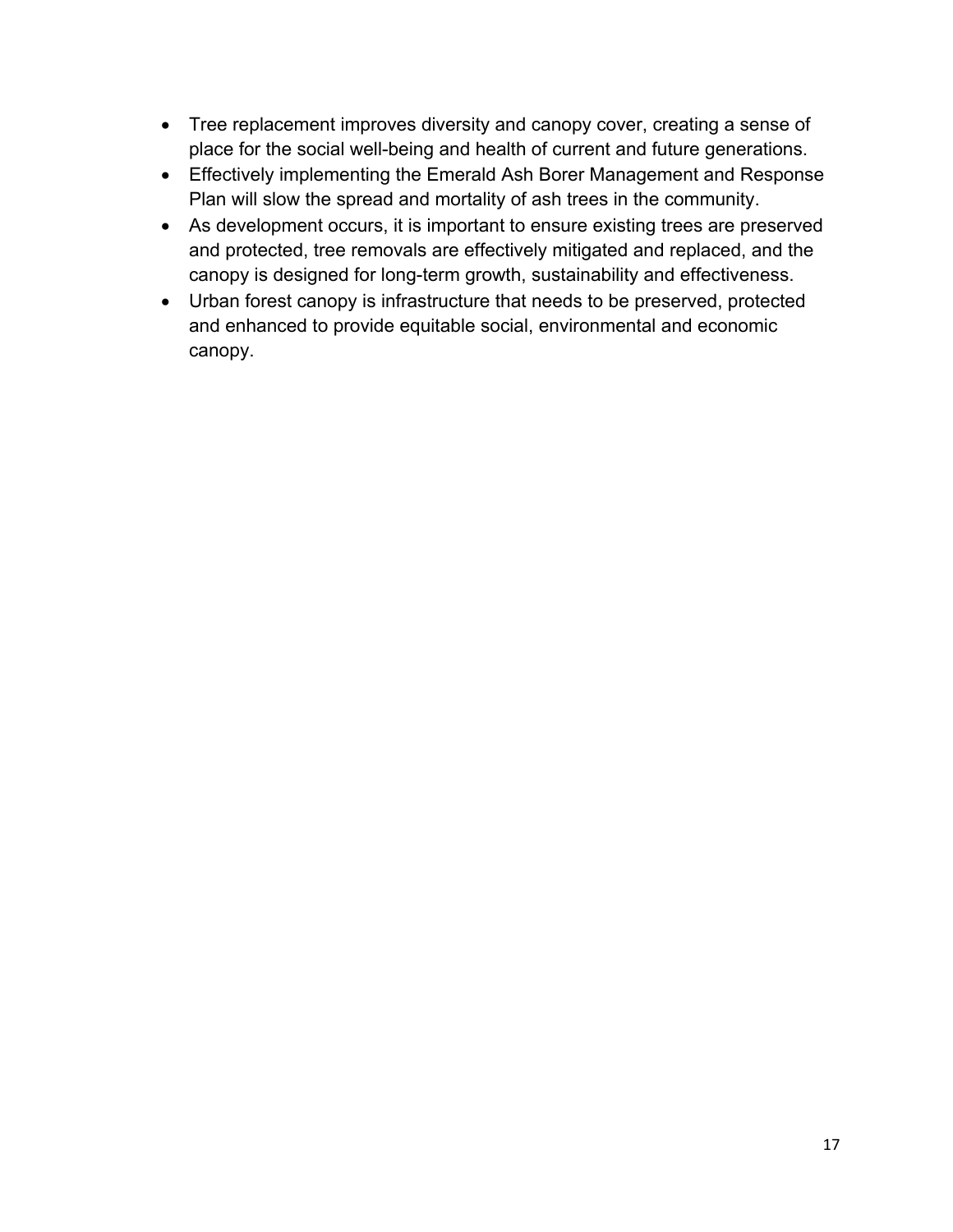- Tree replacement improves diversity and canopy cover, creating a sense of place for the social well-being and health of current and future generations.
- Effectively implementing the Emerald Ash Borer Management and Response Plan will slow the spread and mortality of ash trees in the community.
- As development occurs, it is important to ensure existing trees are preserved and protected, tree removals are effectively mitigated and replaced, and the canopy is designed for long-term growth, sustainability and effectiveness.
- Urban forest canopy is infrastructure that needs to be preserved, protected and enhanced to provide equitable social, environmental and economic canopy.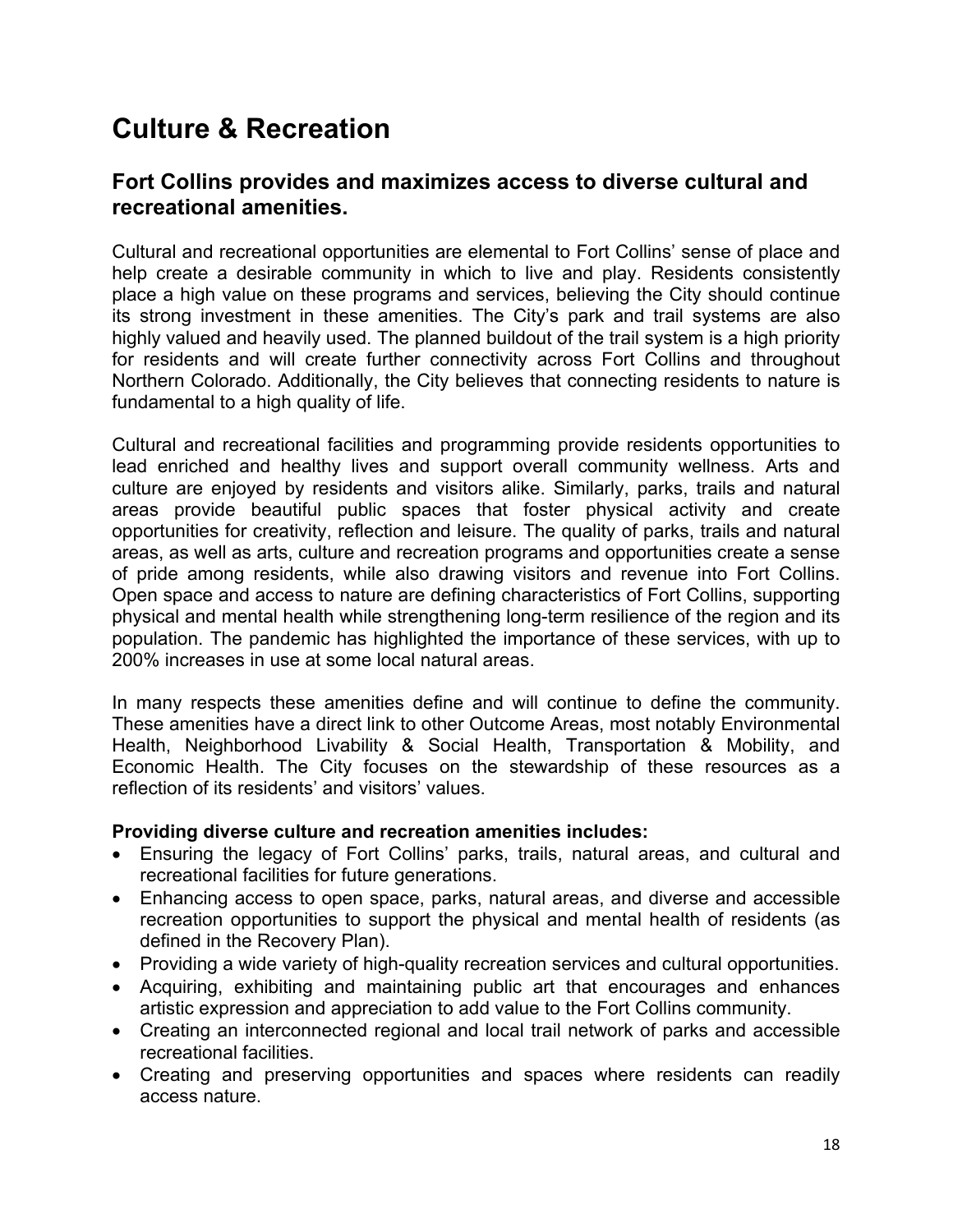# Culture & Recreation

## Fort Collins provides and maximizes access to diverse cultural and recreational amenities.

Cultural and recreational opportunities are elemental to Fort Collins' sense of place and help create a desirable community in which to live and play. Residents consistently place a high value on these programs and services, believing the City should continue its strong investment in these amenities. The City's park and trail systems are also highly valued and heavily used. The planned buildout of the trail system is a high priority for residents and will create further connectivity across Fort Collins and throughout Northern Colorado. Additionally, the City believes that connecting residents to nature is fundamental to a high quality of life.

Cultural and recreational facilities and programming provide residents opportunities to lead enriched and healthy lives and support overall community wellness. Arts and culture are enjoyed by residents and visitors alike. Similarly, parks, trails and natural areas provide beautiful public spaces that foster physical activity and create opportunities for creativity, reflection and leisure. The quality of parks, trails and natural areas, as well as arts, culture and recreation programs and opportunities create a sense of pride among residents, while also drawing visitors and revenue into Fort Collins. Open space and access to nature are defining characteristics of Fort Collins, supporting physical and mental health while strengthening long-term resilience of the region and its population. The pandemic has highlighted the importance of these services, with up to 200% increases in use at some local natural areas.

In many respects these amenities define and will continue to define the community. These amenities have a direct link to other Outcome Areas, most notably Environmental Health, Neighborhood Livability & Social Health, Transportation & Mobility, and Economic Health. The City focuses on the stewardship of these resources as a reflection of its residents' and visitors' values.

**Providing diverse culture and recreation amenities includes:**

- Ensuring the legacy of Fort Collins' parks, trails, natural areas, and cultural and recreational facilities for future generations.
- Enhancing access to open space, parks, natural areas, and diverse and accessible recreation opportunities to support the physical and mental health of residents (as defined in the Recovery Plan).
- Providing a wide variety of high-quality recreation services and cultural opportunities.
- Acquiring, exhibiting and maintaining public art that encourages and enhances artistic expression and appreciation to add value to the Fort Collins community.
- Creating an interconnected regional and local trail network of parks and accessible recreational facilities.
- Creating and preserving opportunities and spaces where residents can readily access nature.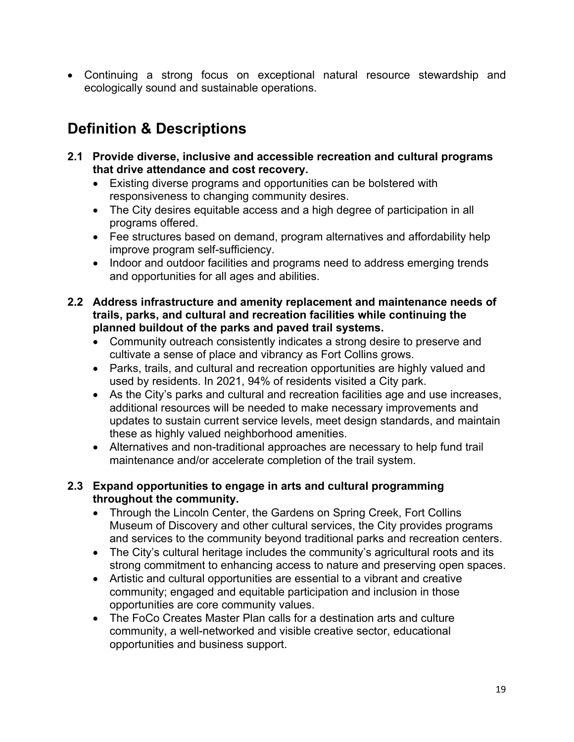- Continuing a strong focus on exceptional natural resource stewardship and ecologically sound and sustainable operations.

## Definition & Descriptions

**2.1 Provide diverse, inclusive and accessible recreation and cultural programs that drive attendance and cost recovery.**

- Existing diverse programs and opportunities can be bolstered with responsiveness to changing community desires.
- The City desires equitable access and a high degree of participation in all programs offered.
- Fee structures based on demand, program alternatives and affordability help improve program self-sufficiency.
- Indoor and outdoor facilities and programs need to address emerging trends and opportunities for all ages and abilities.

**2.2 Address infrastructure and amenity replacement and maintenance needs of trails, parks, and cultural and recreation facilities while continuing the planned buildout of the parks and paved trail systems.**

- Community outreach consistently indicates a strong desire to preserve and cultivate a sense of place and vibrancy as Fort Collins grows.
- Parks, trails, and cultural and recreation opportunities are highly valued and used by residents. In 2021, 94% of residents visited a City park.
- As the City's parks and cultural and recreation facilities age and use increases, additional resources will be needed to make necessary improvements and updates to sustain current service levels, meet design standards, and maintain these as highly valued neighborhood amenities.
- Alternatives and non-traditional approaches are necessary to help fund trail maintenance and/or accelerate completion of the trail system.

**2.3 Expand opportunities to engage in arts and cultural programming throughout the community.**

- Through the Lincoln Center, the Gardens on Spring Creek, Fort Collins Museum of Discovery and other cultural services, the City provides programs and services to the community beyond traditional parks and recreation centers.
- The City's cultural heritage includes the community's agricultural roots and its strong commitment to enhancing access to nature and preserving open spaces.
- Artistic and cultural opportunities are essential to a vibrant and creative community; engaged and equitable participation and inclusion in those opportunities are core community values.
- The FoCo Creates Master Plan calls for a destination arts and culture community, a well-networked and visible creative sector, educational opportunities and business support.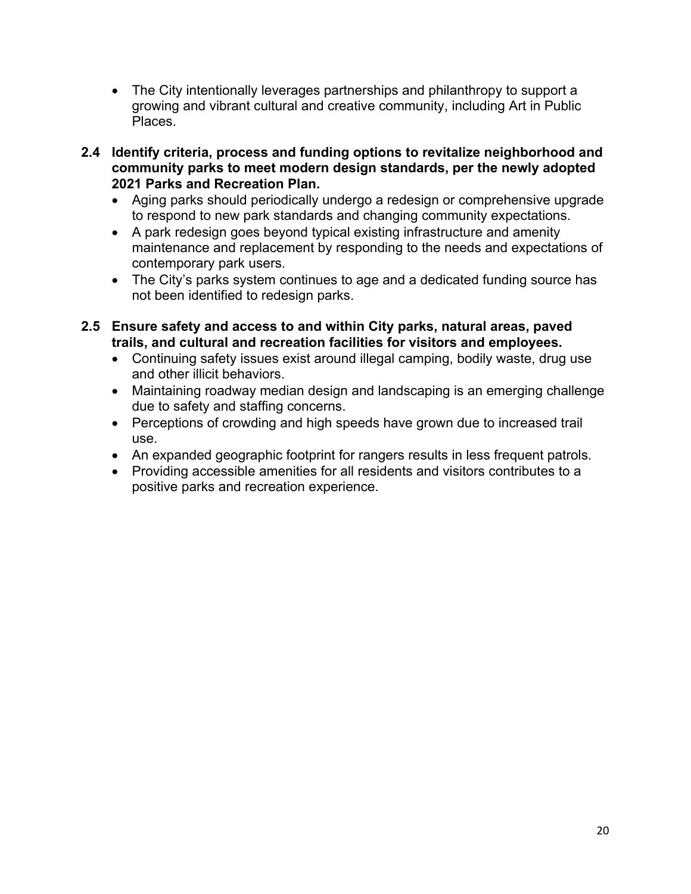- The City intentionally leverages partnerships and philanthropy to support a growing and vibrant cultural and creative community, including Art in Public Places.

**2.4 Identify criteria, process and funding options to revitalize neighborhood and community parks to meet modern design standards, per the newly adopted 2021 Parks and Recreation Plan.**

- Aging parks should periodically undergo a redesign or comprehensive upgrade to respond to new park standards and changing community expectations.
- A park redesign goes beyond typical existing infrastructure and amenity maintenance and replacement by responding to the needs and expectations of contemporary park users.
- The City's parks system continues to age and a dedicated funding source has not been identified to redesign parks.

**2.5 Ensure safety and access to and within City parks, natural areas, paved trails, and cultural and recreation facilities for visitors and employees.**

- Continuing safety issues exist around illegal camping, bodily waste, drug use and other illicit behaviors.
- Maintaining roadway median design and landscaping is an emerging challenge due to safety and staffing concerns.
- Perceptions of crowding and high speeds have grown due to increased trail use.
- An expanded geographic footprint for rangers results in less frequent patrols.
- Providing accessible amenities for all residents and visitors contributes to a positive parks and recreation experience.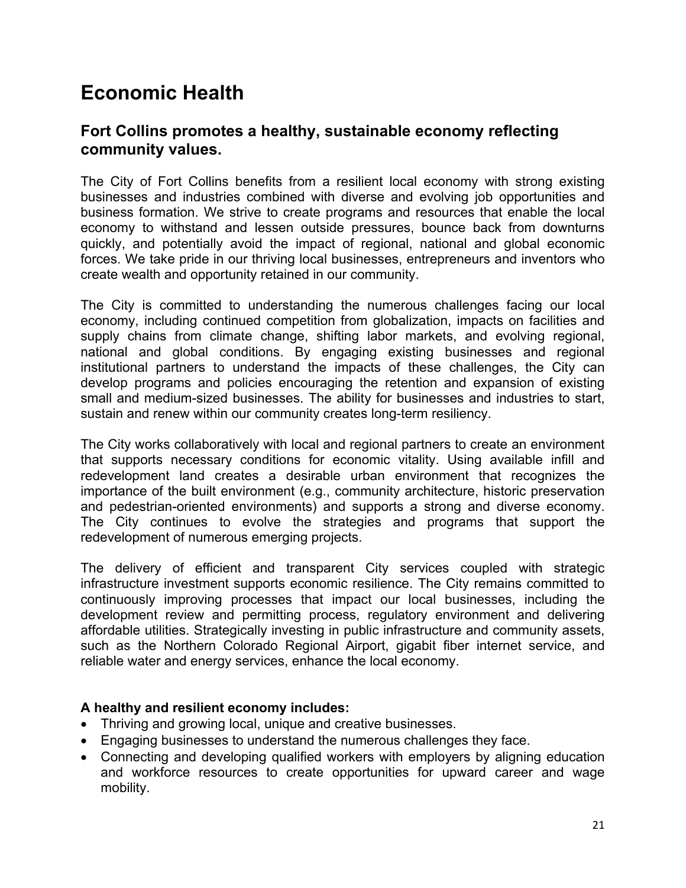# Economic Health

## Fort Collins promotes a healthy, sustainable economy reflecting community values.

The City of Fort Collins benefits from a resilient local economy with strong existing businesses and industries combined with diverse and evolving job opportunities and business formation. We strive to create programs and resources that enable the local economy to withstand and lessen outside pressures, bounce back from downturns quickly, and potentially avoid the impact of regional, national and global economic forces. We take pride in our thriving local businesses, entrepreneurs and inventors who create wealth and opportunity retained in our community.

The City is committed to understanding the numerous challenges facing our local economy, including continued competition from globalization, impacts on facilities and supply chains from climate change, shifting labor markets, and evolving regional, national and global conditions. By engaging existing businesses and regional institutional partners to understand the impacts of these challenges, the City can develop programs and policies encouraging the retention and expansion of existing small and medium-sized businesses. The ability for businesses and industries to start, sustain and renew within our community creates long-term resiliency.

The City works collaboratively with local and regional partners to create an environment that supports necessary conditions for economic vitality. Using available infill and redevelopment land creates a desirable urban environment that recognizes the importance of the built environment (e.g., community architecture, historic preservation and pedestrian-oriented environments) and supports a strong and diverse economy. The City continues to evolve the strategies and programs that support the redevelopment of numerous emerging projects.

The delivery of efficient and transparent City services coupled with strategic infrastructure investment supports economic resilience. The City remains committed to continuously improving processes that impact our local businesses, including the development review and permitting process, regulatory environment and delivering affordable utilities. Strategically investing in public infrastructure and community assets, such as the Northern Colorado Regional Airport, gigabit fiber internet service, and reliable water and energy services, enhance the local economy.

**A healthy and resilient economy includes:**

- Thriving and growing local, unique and creative businesses.
- Engaging businesses to understand the numerous challenges they face.
- Connecting and developing qualified workers with employers by aligning education and workforce resources to create opportunities for upward career and wage mobility.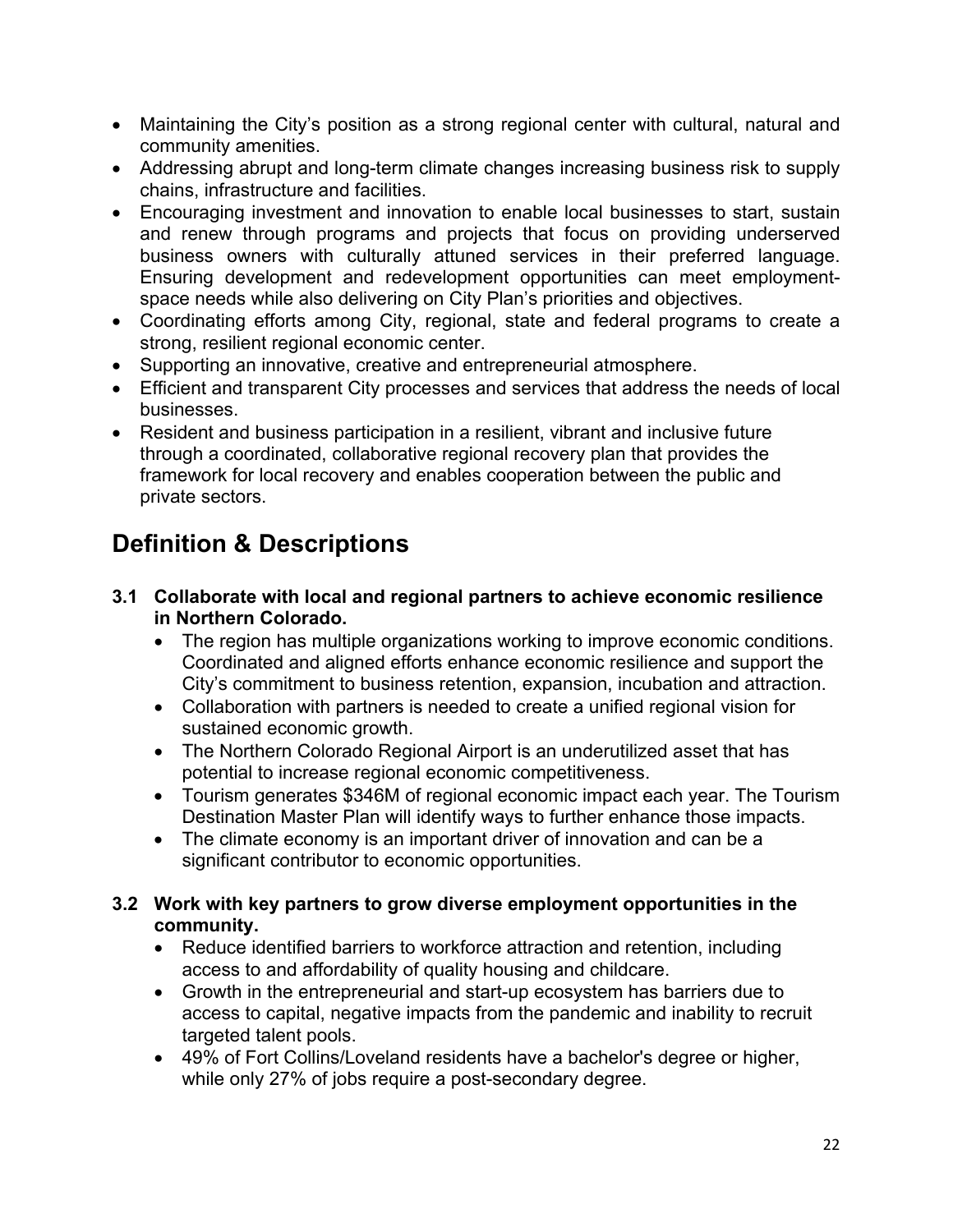- Maintaining the City's position as a strong regional center with cultural, natural and community amenities.
- Addressing abrupt and long-term climate changes increasing business risk to supply chains, infrastructure and facilities.
- Encouraging investment and innovation to enable local businesses to start, sustain and renew through programs and projects that focus on providing underserved business owners with culturally attuned services in their preferred language. Ensuring development and redevelopment opportunities can meet employment-space needs while also delivering on City Plan's priorities and objectives.
- Coordinating efforts among City, regional, state and federal programs to create a strong, resilient regional economic center.
- Supporting an innovative, creative and entrepreneurial atmosphere.
- Efficient and transparent City processes and services that address the needs of local businesses.
- Resident and business participation in a resilient, vibrant and inclusive future through a coordinated, collaborative regional recovery plan that provides the framework for local recovery and enables cooperation between the public and private sectors.

# Definition & Descriptions

**3.1 Collaborate with local and regional partners to achieve economic resilience in Northern Colorado.**

- The region has multiple organizations working to improve economic conditions. Coordinated and aligned efforts enhance economic resilience and support the City's commitment to business retention, expansion, incubation and attraction.
- Collaboration with partners is needed to create a unified regional vision for sustained economic growth.
- The Northern Colorado Regional Airport is an underutilized asset that has potential to increase regional economic competitiveness.
- Tourism generates $346M of regional economic impact each year. The Tourism Destination Master Plan will identify ways to further enhance those impacts.
- The climate economy is an important driver of innovation and can be a significant contributor to economic opportunities.

**3.2 Work with key partners to grow diverse employment opportunities in the community.**

- Reduce identified barriers to workforce attraction and retention, including access to and affordability of quality housing and childcare.
- Growth in the entrepreneurial and start-up ecosystem has barriers due to access to capital, negative impacts from the pandemic and inability to recruit targeted talent pools.
- 49% of Fort Collins/Loveland residents have a bachelor's degree or higher, while only 27% of jobs require a post-secondary degree.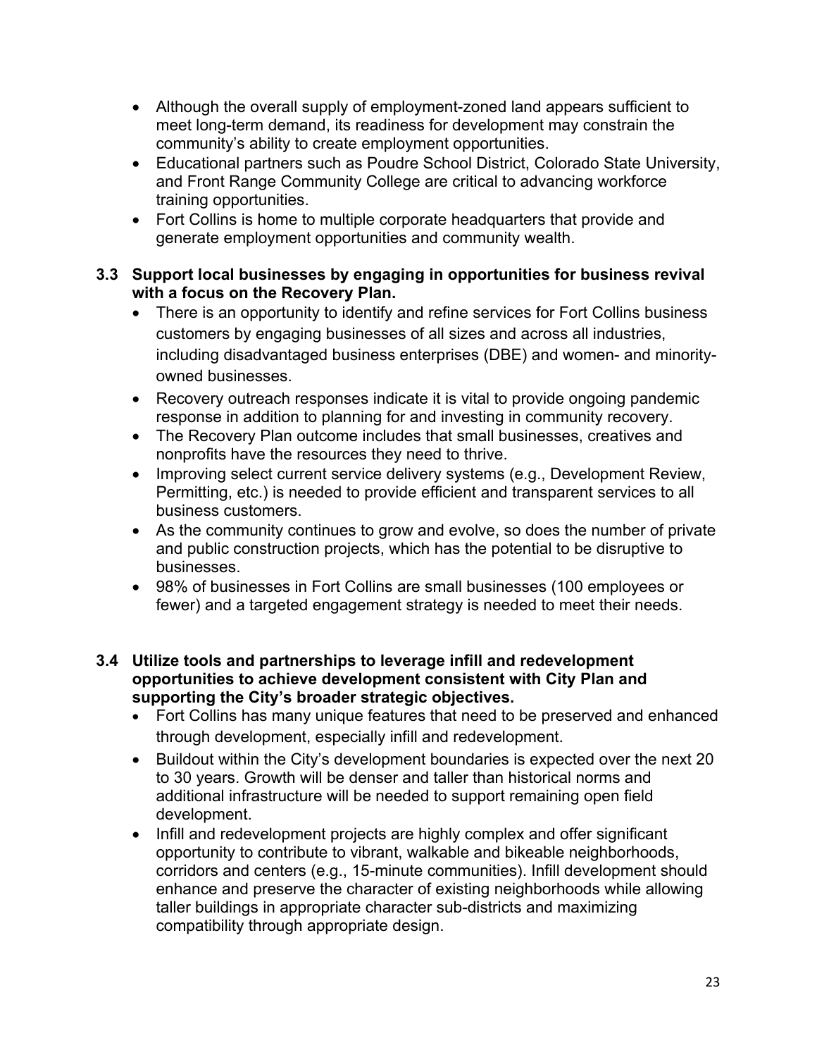- Although the overall supply of employment-zoned land appears sufficient to meet long-term demand, its readiness for development may constrain the community's ability to create employment opportunities.
- Educational partners such as Poudre School District, Colorado State University, and Front Range Community College are critical to advancing workforce training opportunities.
- Fort Collins is home to multiple corporate headquarters that provide and generate employment opportunities and community wealth.

**3.3 Support local businesses by engaging in opportunities for business revival with a focus on the Recovery Plan.**

- There is an opportunity to identify and refine services for Fort Collins business customers by engaging businesses of all sizes and across all industries, including disadvantaged business enterprises (DBE) and women- and minority-owned businesses.
- Recovery outreach responses indicate it is vital to provide ongoing pandemic response in addition to planning for and investing in community recovery.
- The Recovery Plan outcome includes that small businesses, creatives and nonprofits have the resources they need to thrive.
- Improving select current service delivery systems (e.g., Development Review, Permitting, etc.) is needed to provide efficient and transparent services to all business customers.
- As the community continues to grow and evolve, so does the number of private and public construction projects, which has the potential to be disruptive to businesses.
- 98% of businesses in Fort Collins are small businesses (100 employees or fewer) and a targeted engagement strategy is needed to meet their needs.

**3.4 Utilize tools and partnerships to leverage infill and redevelopment opportunities to achieve development consistent with City Plan and supporting the City's broader strategic objectives.**

- Fort Collins has many unique features that need to be preserved and enhanced through development, especially infill and redevelopment.
- Buildout within the City's development boundaries is expected over the next 20 to 30 years. Growth will be denser and taller than historical norms and additional infrastructure will be needed to support remaining open field development.
- Infill and redevelopment projects are highly complex and offer significant opportunity to contribute to vibrant, walkable and bikeable neighborhoods, corridors and centers (e.g., 15-minute communities). Infill development should enhance and preserve the character of existing neighborhoods while allowing taller buildings in appropriate character sub-districts and maximizing compatibility through appropriate design.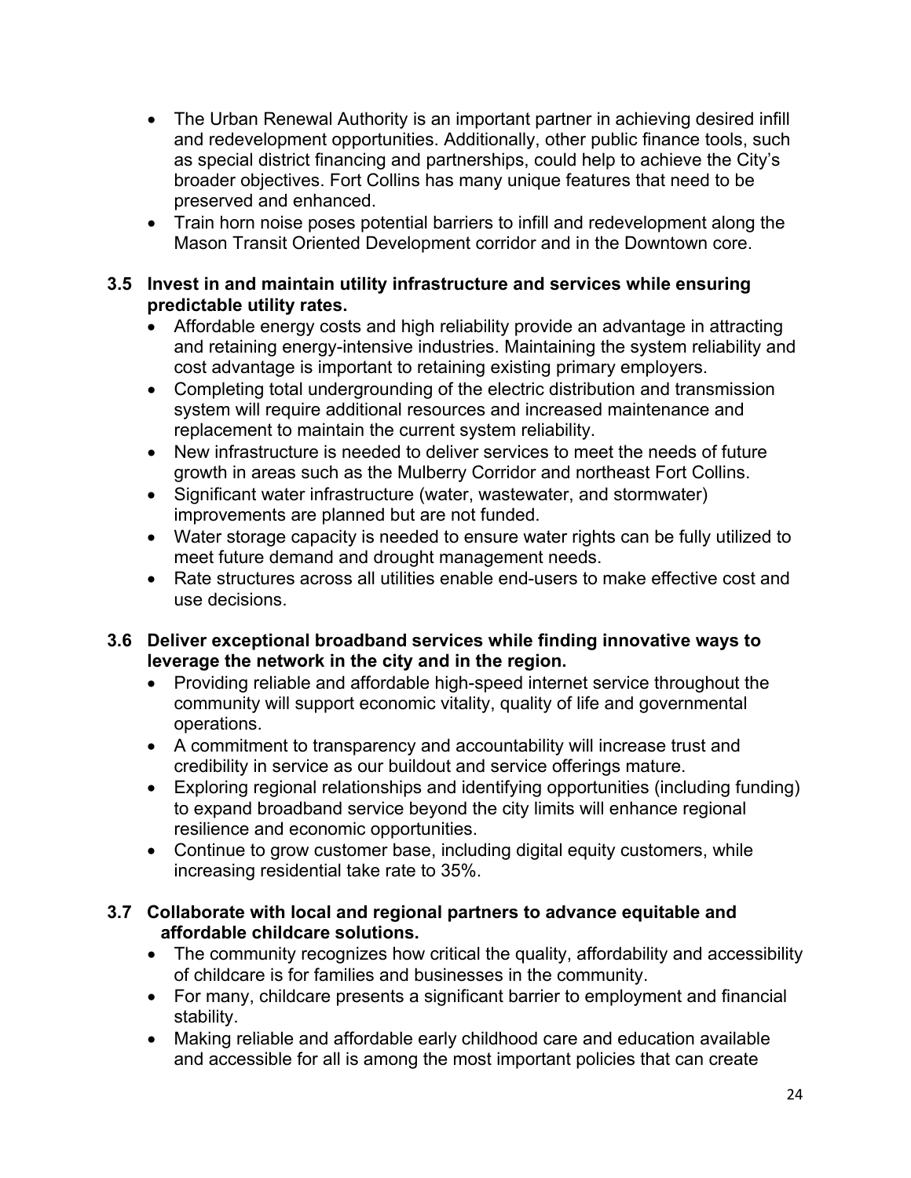- The Urban Renewal Authority is an important partner in achieving desired infill and redevelopment opportunities. Additionally, other public finance tools, such as special district financing and partnerships, could help to achieve the City's broader objectives. Fort Collins has many unique features that need to be preserved and enhanced.
- Train horn noise poses potential barriers to infill and redevelopment along the Mason Transit Oriented Development corridor and in the Downtown core.

**3.5 Invest in and maintain utility infrastructure and services while ensuring predictable utility rates.**

- Affordable energy costs and high reliability provide an advantage in attracting and retaining energy-intensive industries. Maintaining the system reliability and cost advantage is important to retaining existing primary employers.
- Completing total undergrounding of the electric distribution and transmission system will require additional resources and increased maintenance and replacement to maintain the current system reliability.
- New infrastructure is needed to deliver services to meet the needs of future growth in areas such as the Mulberry Corridor and northeast Fort Collins.
- Significant water infrastructure (water, wastewater, and stormwater) improvements are planned but are not funded.
- Water storage capacity is needed to ensure water rights can be fully utilized to meet future demand and drought management needs.
- Rate structures across all utilities enable end-users to make effective cost and use decisions.

**3.6 Deliver exceptional broadband services while finding innovative ways to leverage the network in the city and in the region.**

- Providing reliable and affordable high-speed internet service throughout the community will support economic vitality, quality of life and governmental operations.
- A commitment to transparency and accountability will increase trust and credibility in service as our buildout and service offerings mature.
- Exploring regional relationships and identifying opportunities (including funding) to expand broadband service beyond the city limits will enhance regional resilience and economic opportunities.
- Continue to grow customer base, including digital equity customers, while increasing residential take rate to 35%.

**3.7 Collaborate with local and regional partners to advance equitable and affordable childcare solutions.**

- The community recognizes how critical the quality, affordability and accessibility of childcare is for families and businesses in the community.
- For many, childcare presents a significant barrier to employment and financial stability.
- Making reliable and affordable early childhood care and education available and accessible for all is among the most important policies that can create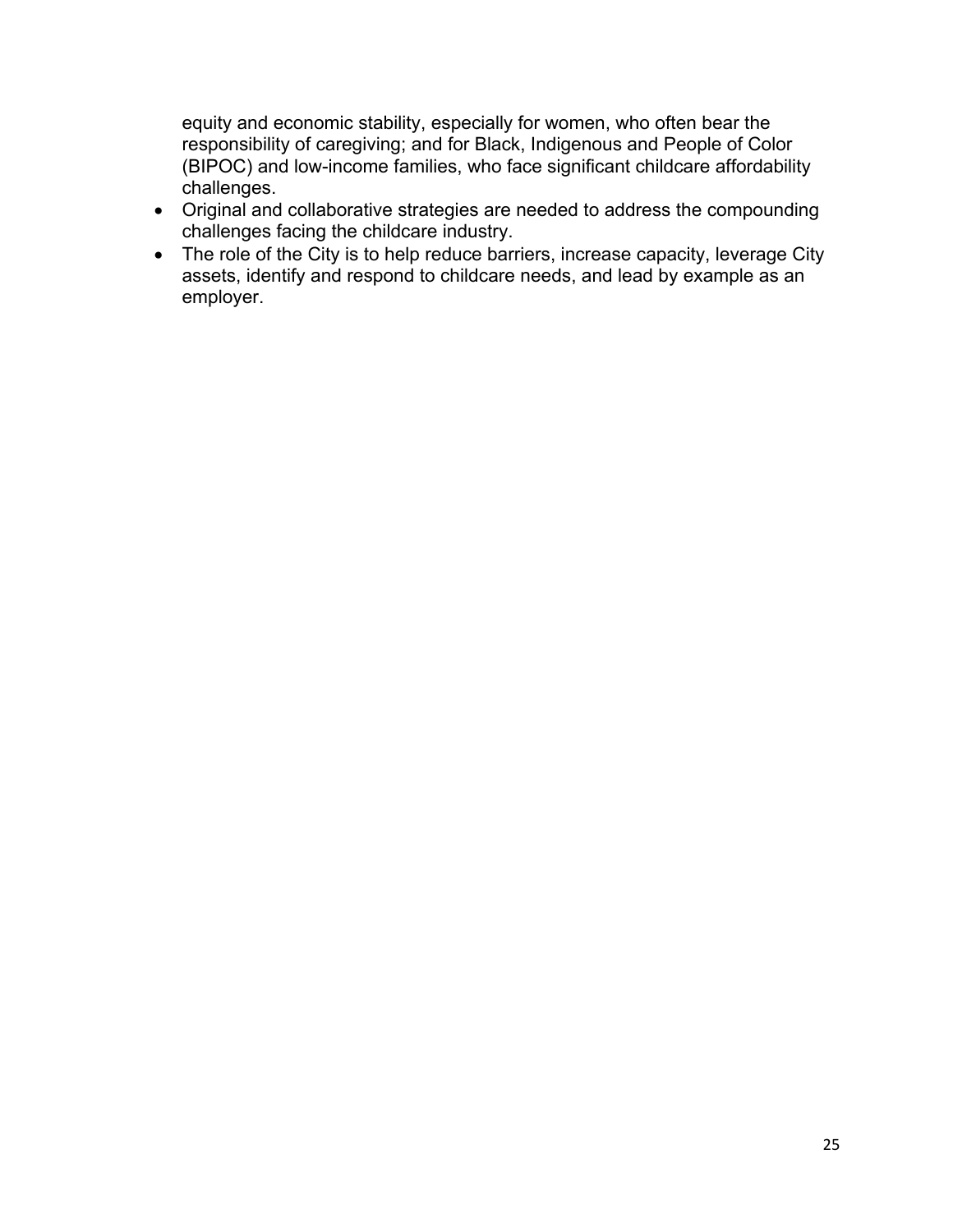equity and economic stability, especially for women, who often bear the responsibility of caregiving; and for Black, Indigenous and People of Color (BIPOC) and low-income families, who face significant childcare affordability challenges.

- Original and collaborative strategies are needed to address the compounding challenges facing the childcare industry.
- The role of the City is to help reduce barriers, increase capacity, leverage City assets, identify and respond to childcare needs, and lead by example as an employer.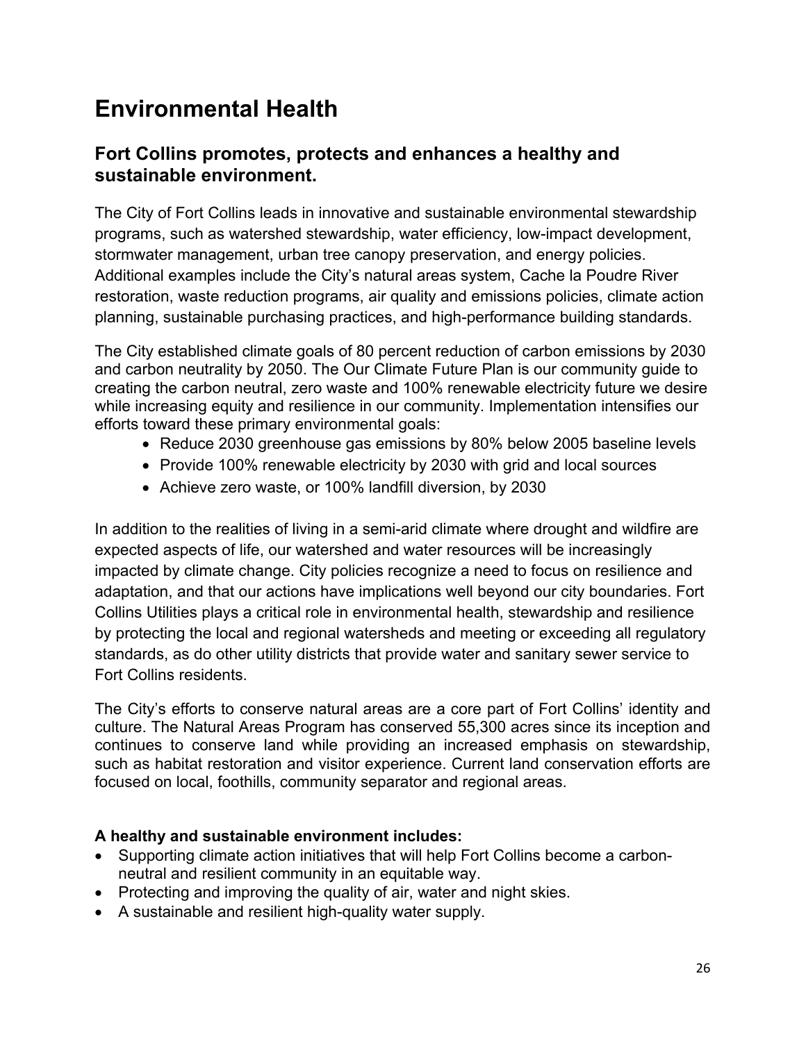# Environmental Health

## Fort Collins promotes, protects and enhances a healthy and sustainable environment.

The City of Fort Collins leads in innovative and sustainable environmental stewardship programs, such as watershed stewardship, water efficiency, low-impact development, stormwater management, urban tree canopy preservation, and energy policies. Additional examples include the City's natural areas system, Cache la Poudre River restoration, waste reduction programs, air quality and emissions policies, climate action planning, sustainable purchasing practices, and high-performance building standards.

The City established climate goals of 80 percent reduction of carbon emissions by 2030 and carbon neutrality by 2050. The Our Climate Future Plan is our community guide to creating the carbon neutral, zero waste and 100% renewable electricity future we desire while increasing equity and resilience in our community. Implementation intensifies our efforts toward these primary environmental goals:

- Reduce 2030 greenhouse gas emissions by 80% below 2005 baseline levels
- Provide 100% renewable electricity by 2030 with grid and local sources
- Achieve zero waste, or 100% landfill diversion, by 2030

In addition to the realities of living in a semi-arid climate where drought and wildfire are expected aspects of life, our watershed and water resources will be increasingly impacted by climate change. City policies recognize a need to focus on resilience and adaptation, and that our actions have implications well beyond our city boundaries. Fort Collins Utilities plays a critical role in environmental health, stewardship and resilience by protecting the local and regional watersheds and meeting or exceeding all regulatory standards, as do other utility districts that provide water and sanitary sewer service to Fort Collins residents.

The City's efforts to conserve natural areas are a core part of Fort Collins' identity and culture. The Natural Areas Program has conserved 55,300 acres since its inception and continues to conserve land while providing an increased emphasis on stewardship, such as habitat restoration and visitor experience. Current land conservation efforts are focused on local, foothills, community separator and regional areas.

**A healthy and sustainable environment includes:**

- Supporting climate action initiatives that will help Fort Collins become a carbon-neutral and resilient community in an equitable way.
- Protecting and improving the quality of air, water and night skies.
- A sustainable and resilient high-quality water supply.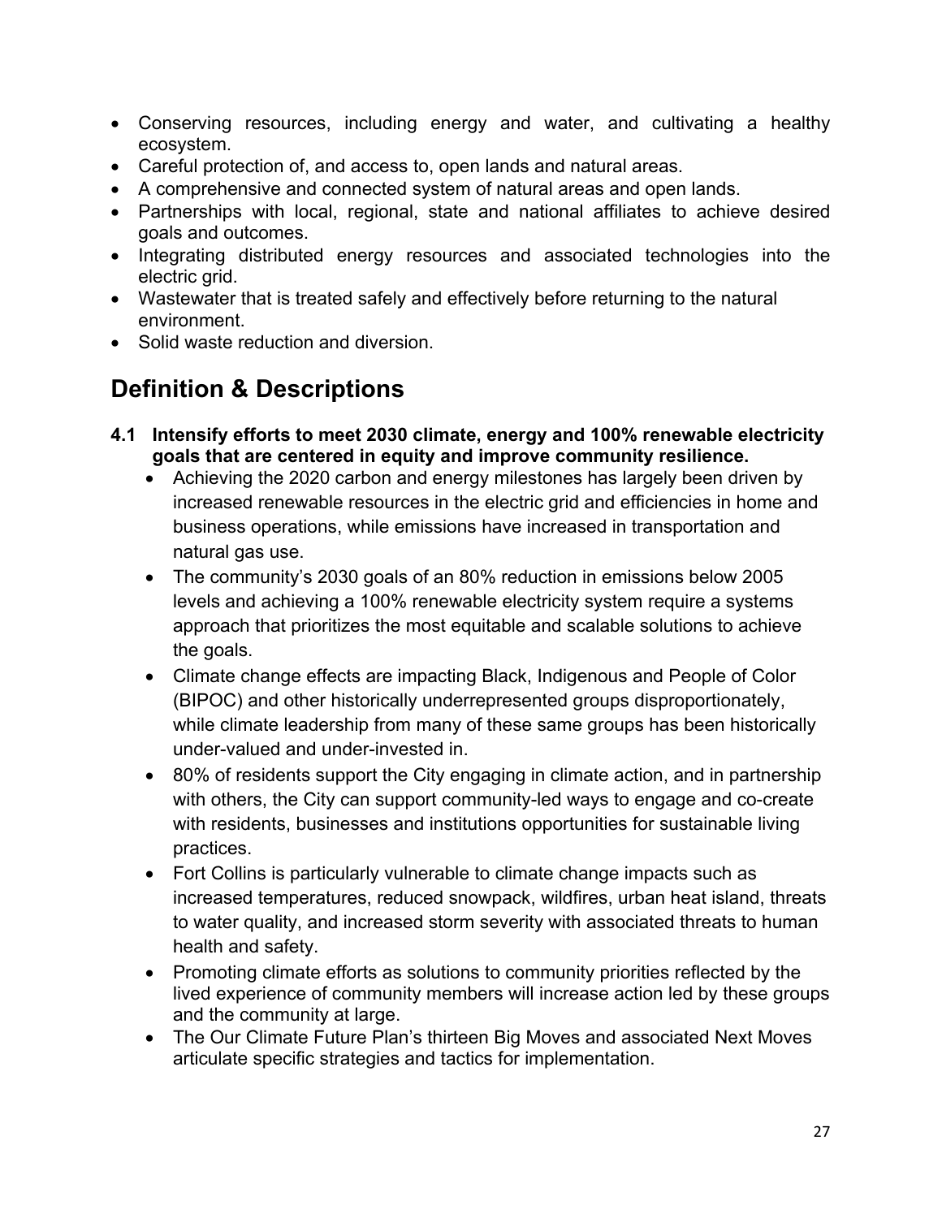- Conserving resources, including energy and water, and cultivating a healthy ecosystem.
- Careful protection of, and access to, open lands and natural areas.
- A comprehensive and connected system of natural areas and open lands.
- Partnerships with local, regional, state and national affiliates to achieve desired goals and outcomes.
- Integrating distributed energy resources and associated technologies into the electric grid.
- Wastewater that is treated safely and effectively before returning to the natural environment.
- Solid waste reduction and diversion.

## Definition & Descriptions

**4.1 Intensify efforts to meet 2030 climate, energy and 100% renewable electricity goals that are centered in equity and improve community resilience.**

- Achieving the 2020 carbon and energy milestones has largely been driven by increased renewable resources in the electric grid and efficiencies in home and business operations, while emissions have increased in transportation and natural gas use.
- The community's 2030 goals of an 80% reduction in emissions below 2005 levels and achieving a 100% renewable electricity system require a systems approach that prioritizes the most equitable and scalable solutions to achieve the goals.
- Climate change effects are impacting Black, Indigenous and People of Color (BIPOC) and other historically underrepresented groups disproportionately, while climate leadership from many of these same groups has been historically under-valued and under-invested in.
- 80% of residents support the City engaging in climate action, and in partnership with others, the City can support community-led ways to engage and co-create with residents, businesses and institutions opportunities for sustainable living practices.
- Fort Collins is particularly vulnerable to climate change impacts such as increased temperatures, reduced snowpack, wildfires, urban heat island, threats to water quality, and increased storm severity with associated threats to human health and safety.
- Promoting climate efforts as solutions to community priorities reflected by the lived experience of community members will increase action led by these groups and the community at large.
- The Our Climate Future Plan's thirteen Big Moves and associated Next Moves articulate specific strategies and tactics for implementation.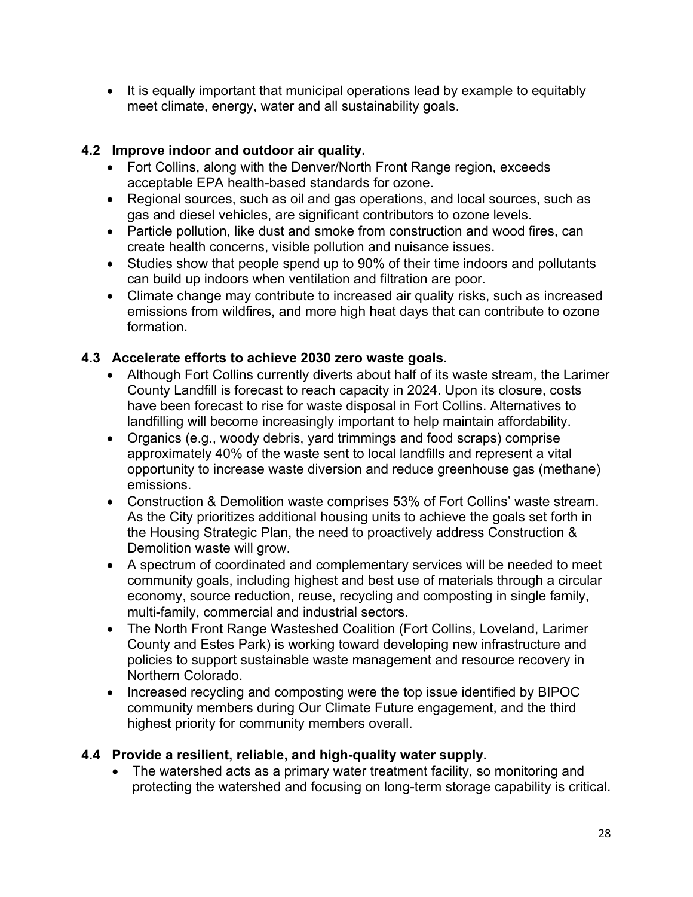- It is equally important that municipal operations lead by example to equitably meet climate, energy, water and all sustainability goals.

### 4.2 Improve indoor and outdoor air quality.

- Fort Collins, along with the Denver/North Front Range region, exceeds acceptable EPA health-based standards for ozone.
- Regional sources, such as oil and gas operations, and local sources, such as gas and diesel vehicles, are significant contributors to ozone levels.
- Particle pollution, like dust and smoke from construction and wood fires, can create health concerns, visible pollution and nuisance issues.
- Studies show that people spend up to 90% of their time indoors and pollutants can build up indoors when ventilation and filtration are poor.
- Climate change may contribute to increased air quality risks, such as increased emissions from wildfires, and more high heat days that can contribute to ozone formation.

### 4.3 Accelerate efforts to achieve 2030 zero waste goals.

- Although Fort Collins currently diverts about half of its waste stream, the Larimer County Landfill is forecast to reach capacity in 2024. Upon its closure, costs have been forecast to rise for waste disposal in Fort Collins. Alternatives to landfilling will become increasingly important to help maintain affordability.
- Organics (e.g., woody debris, yard trimmings and food scraps) comprise approximately 40% of the waste sent to local landfills and represent a vital opportunity to increase waste diversion and reduce greenhouse gas (methane) emissions.
- Construction & Demolition waste comprises 53% of Fort Collins' waste stream. As the City prioritizes additional housing units to achieve the goals set forth in the Housing Strategic Plan, the need to proactively address Construction & Demolition waste will grow.
- A spectrum of coordinated and complementary services will be needed to meet community goals, including highest and best use of materials through a circular economy, source reduction, reuse, recycling and composting in single family, multi-family, commercial and industrial sectors.
- The North Front Range Wasteshed Coalition (Fort Collins, Loveland, Larimer County and Estes Park) is working toward developing new infrastructure and policies to support sustainable waste management and resource recovery in Northern Colorado.
- Increased recycling and composting were the top issue identified by BIPOC community members during Our Climate Future engagement, and the third highest priority for community members overall.

### 4.4 Provide a resilient, reliable, and high-quality water supply.

- The watershed acts as a primary water treatment facility, so monitoring and protecting the watershed and focusing on long-term storage capability is critical.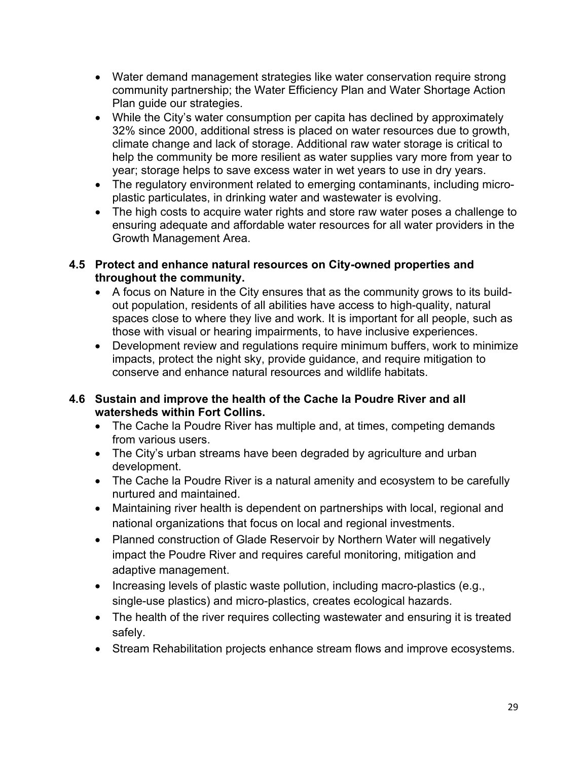- Water demand management strategies like water conservation require strong community partnership; the Water Efficiency Plan and Water Shortage Action Plan guide our strategies.
- While the City's water consumption per capita has declined by approximately 32% since 2000, additional stress is placed on water resources due to growth, climate change and lack of storage. Additional raw water storage is critical to help the community be more resilient as water supplies vary more from year to year; storage helps to save excess water in wet years to use in dry years.
- The regulatory environment related to emerging contaminants, including micro-plastic particulates, in drinking water and wastewater is evolving.
- The high costs to acquire water rights and store raw water poses a challenge to ensuring adequate and affordable water resources for all water providers in the Growth Management Area.

**4.5 Protect and enhance natural resources on City-owned properties and throughout the community.**

- A focus on Nature in the City ensures that as the community grows to its build-out population, residents of all abilities have access to high-quality, natural spaces close to where they live and work. It is important for all people, such as those with visual or hearing impairments, to have inclusive experiences.
- Development review and regulations require minimum buffers, work to minimize impacts, protect the night sky, provide guidance, and require mitigation to conserve and enhance natural resources and wildlife habitats.

**4.6 Sustain and improve the health of the Cache la Poudre River and all watersheds within Fort Collins.**

- The Cache la Poudre River has multiple and, at times, competing demands from various users.
- The City's urban streams have been degraded by agriculture and urban development.
- The Cache la Poudre River is a natural amenity and ecosystem to be carefully nurtured and maintained.
- Maintaining river health is dependent on partnerships with local, regional and national organizations that focus on local and regional investments.
- Planned construction of Glade Reservoir by Northern Water will negatively impact the Poudre River and requires careful monitoring, mitigation and adaptive management.
- Increasing levels of plastic waste pollution, including macro-plastics (e.g., single-use plastics) and micro-plastics, creates ecological hazards.
- The health of the river requires collecting wastewater and ensuring it is treated safely.
- Stream Rehabilitation projects enhance stream flows and improve ecosystems.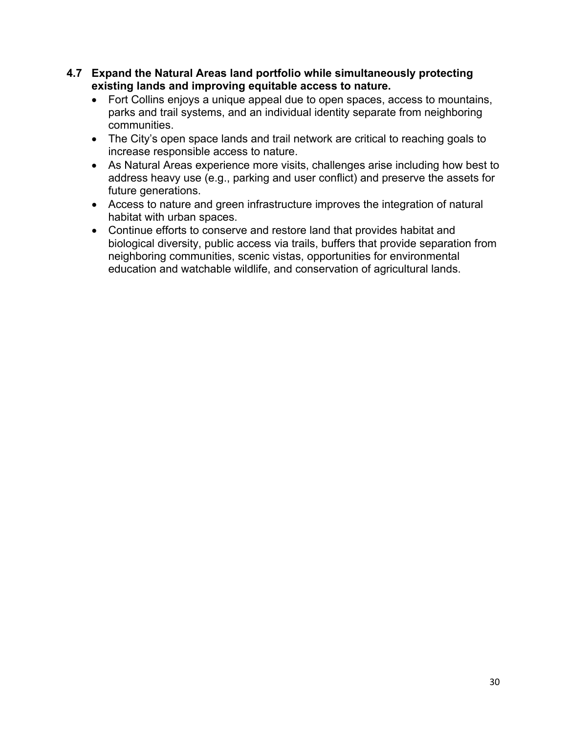**4.7 Expand the Natural Areas land portfolio while simultaneously protecting existing lands and improving equitable access to nature.**

- Fort Collins enjoys a unique appeal due to open spaces, access to mountains, parks and trail systems, and an individual identity separate from neighboring communities.
- The City's open space lands and trail network are critical to reaching goals to increase responsible access to nature.
- As Natural Areas experience more visits, challenges arise including how best to address heavy use (e.g., parking and user conflict) and preserve the assets for future generations.
- Access to nature and green infrastructure improves the integration of natural habitat with urban spaces.
- Continue efforts to conserve and restore land that provides habitat and biological diversity, public access via trails, buffers that provide separation from neighboring communities, scenic vistas, opportunities for environmental education and watchable wildlife, and conservation of agricultural lands.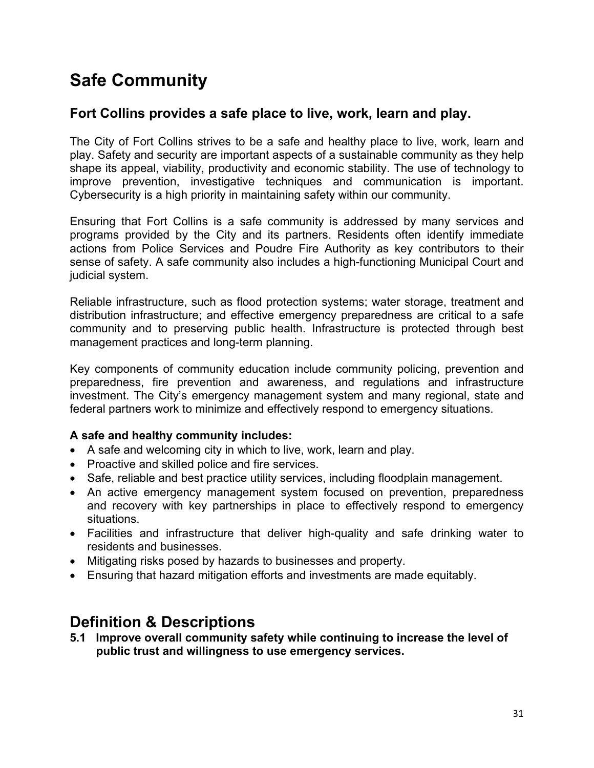# Safe Community

## Fort Collins provides a safe place to live, work, learn and play.

The City of Fort Collins strives to be a safe and healthy place to live, work, learn and play. Safety and security are important aspects of a sustainable community as they help shape its appeal, viability, productivity and economic stability. The use of technology to improve prevention, investigative techniques and communication is important. Cybersecurity is a high priority in maintaining safety within our community.

Ensuring that Fort Collins is a safe community is addressed by many services and programs provided by the City and its partners. Residents often identify immediate actions from Police Services and Poudre Fire Authority as key contributors to their sense of safety. A safe community also includes a high-functioning Municipal Court and judicial system.

Reliable infrastructure, such as flood protection systems; water storage, treatment and distribution infrastructure; and effective emergency preparedness are critical to a safe community and to preserving public health. Infrastructure is protected through best management practices and long-term planning.

Key components of community education include community policing, prevention and preparedness, fire prevention and awareness, and regulations and infrastructure investment. The City's emergency management system and many regional, state and federal partners work to minimize and effectively respond to emergency situations.

**A safe and healthy community includes:**

- A safe and welcoming city in which to live, work, learn and play.
- Proactive and skilled police and fire services.
- Safe, reliable and best practice utility services, including floodplain management.
- An active emergency management system focused on prevention, preparedness and recovery with key partnerships in place to effectively respond to emergency situations.
- Facilities and infrastructure that deliver high-quality and safe drinking water to residents and businesses.
- Mitigating risks posed by hazards to businesses and property.
- Ensuring that hazard mitigation efforts and investments are made equitably.

# Definition & Descriptions

**5.1 Improve overall community safety while continuing to increase the level of public trust and willingness to use emergency services.**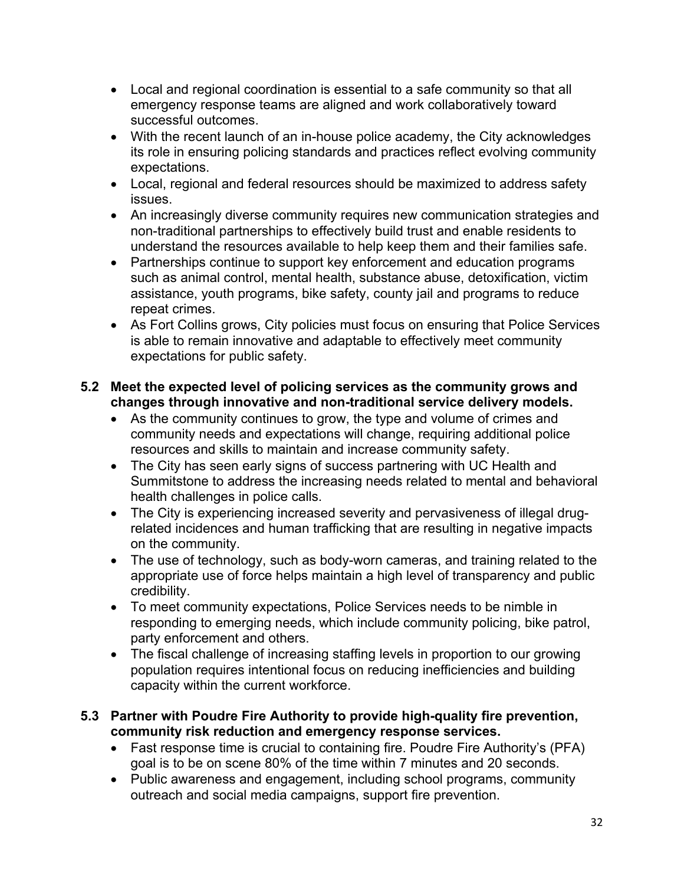- Local and regional coordination is essential to a safe community so that all emergency response teams are aligned and work collaboratively toward successful outcomes.
- With the recent launch of an in-house police academy, the City acknowledges its role in ensuring policing standards and practices reflect evolving community expectations.
- Local, regional and federal resources should be maximized to address safety issues.
- An increasingly diverse community requires new communication strategies and non-traditional partnerships to effectively build trust and enable residents to understand the resources available to help keep them and their families safe.
- Partnerships continue to support key enforcement and education programs such as animal control, mental health, substance abuse, detoxification, victim assistance, youth programs, bike safety, county jail and programs to reduce repeat crimes.
- As Fort Collins grows, City policies must focus on ensuring that Police Services is able to remain innovative and adaptable to effectively meet community expectations for public safety.

**5.2 Meet the expected level of policing services as the community grows and changes through innovative and non-traditional service delivery models.**

- As the community continues to grow, the type and volume of crimes and community needs and expectations will change, requiring additional police resources and skills to maintain and increase community safety.
- The City has seen early signs of success partnering with UC Health and Summitstone to address the increasing needs related to mental and behavioral health challenges in police calls.
- The City is experiencing increased severity and pervasiveness of illegal drug-related incidences and human trafficking that are resulting in negative impacts on the community.
- The use of technology, such as body-worn cameras, and training related to the appropriate use of force helps maintain a high level of transparency and public credibility.
- To meet community expectations, Police Services needs to be nimble in responding to emerging needs, which include community policing, bike patrol, party enforcement and others.
- The fiscal challenge of increasing staffing levels in proportion to our growing population requires intentional focus on reducing inefficiencies and building capacity within the current workforce.

**5.3 Partner with Poudre Fire Authority to provide high-quality fire prevention, community risk reduction and emergency response services.**

- Fast response time is crucial to containing fire. Poudre Fire Authority's (PFA) goal is to be on scene 80% of the time within 7 minutes and 20 seconds.
- Public awareness and engagement, including school programs, community outreach and social media campaigns, support fire prevention.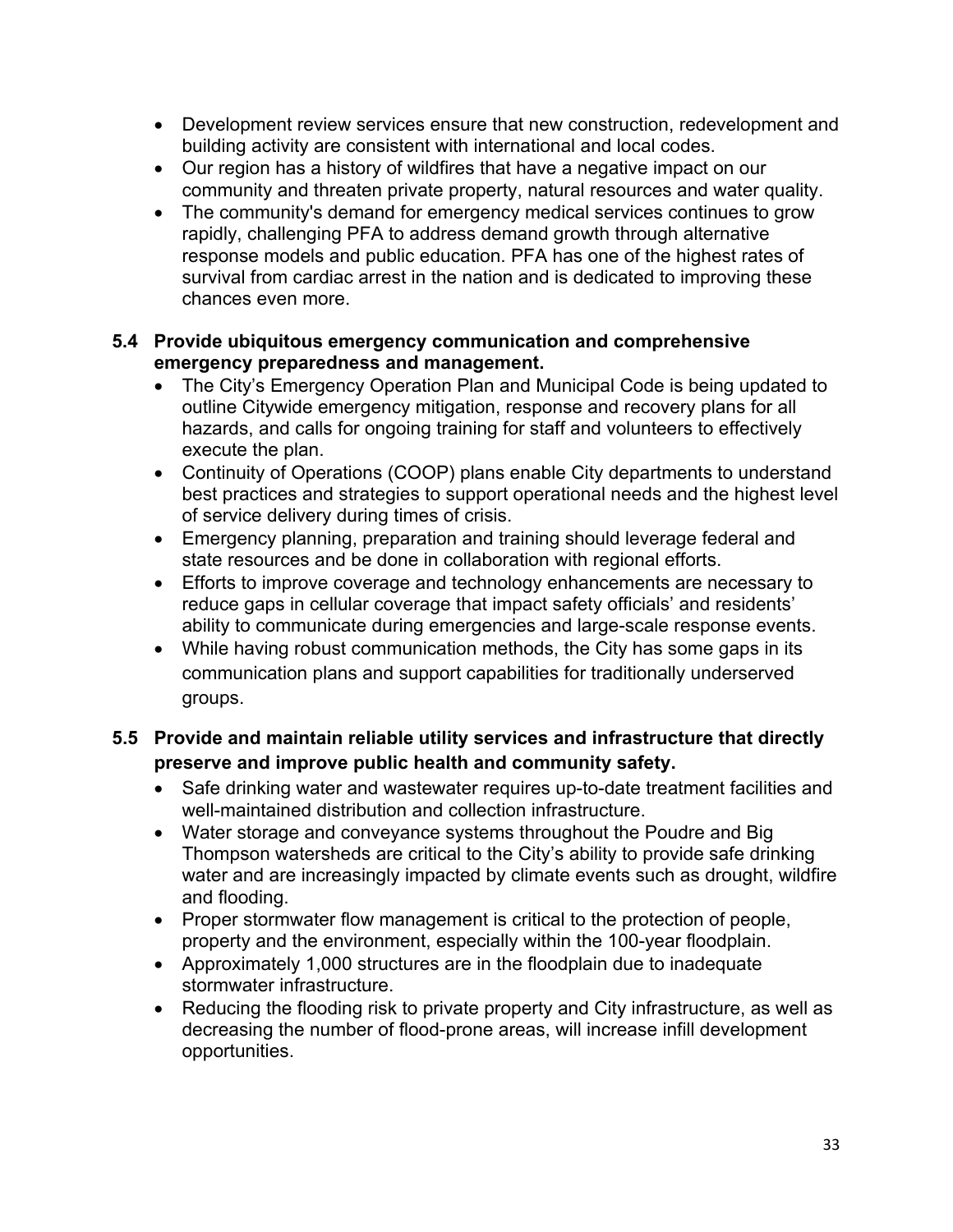- Development review services ensure that new construction, redevelopment and building activity are consistent with international and local codes.
- Our region has a history of wildfires that have a negative impact on our community and threaten private property, natural resources and water quality.
- The community's demand for emergency medical services continues to grow rapidly, challenging PFA to address demand growth through alternative response models and public education. PFA has one of the highest rates of survival from cardiac arrest in the nation and is dedicated to improving these chances even more.

**5.4 Provide ubiquitous emergency communication and comprehensive emergency preparedness and management.**

- The City's Emergency Operation Plan and Municipal Code is being updated to outline Citywide emergency mitigation, response and recovery plans for all hazards, and calls for ongoing training for staff and volunteers to effectively execute the plan.
- Continuity of Operations (COOP) plans enable City departments to understand best practices and strategies to support operational needs and the highest level of service delivery during times of crisis.
- Emergency planning, preparation and training should leverage federal and state resources and be done in collaboration with regional efforts.
- Efforts to improve coverage and technology enhancements are necessary to reduce gaps in cellular coverage that impact safety officials' and residents' ability to communicate during emergencies and large-scale response events.
- While having robust communication methods, the City has some gaps in its communication plans and support capabilities for traditionally underserved groups.

**5.5 Provide and maintain reliable utility services and infrastructure that directly preserve and improve public health and community safety.**

- Safe drinking water and wastewater requires up-to-date treatment facilities and well-maintained distribution and collection infrastructure.
- Water storage and conveyance systems throughout the Poudre and Big Thompson watersheds are critical to the City's ability to provide safe drinking water and are increasingly impacted by climate events such as drought, wildfire and flooding.
- Proper stormwater flow management is critical to the protection of people, property and the environment, especially within the 100-year floodplain.
- Approximately 1,000 structures are in the floodplain due to inadequate stormwater infrastructure.
- Reducing the flooding risk to private property and City infrastructure, as well as decreasing the number of flood-prone areas, will increase infill development opportunities.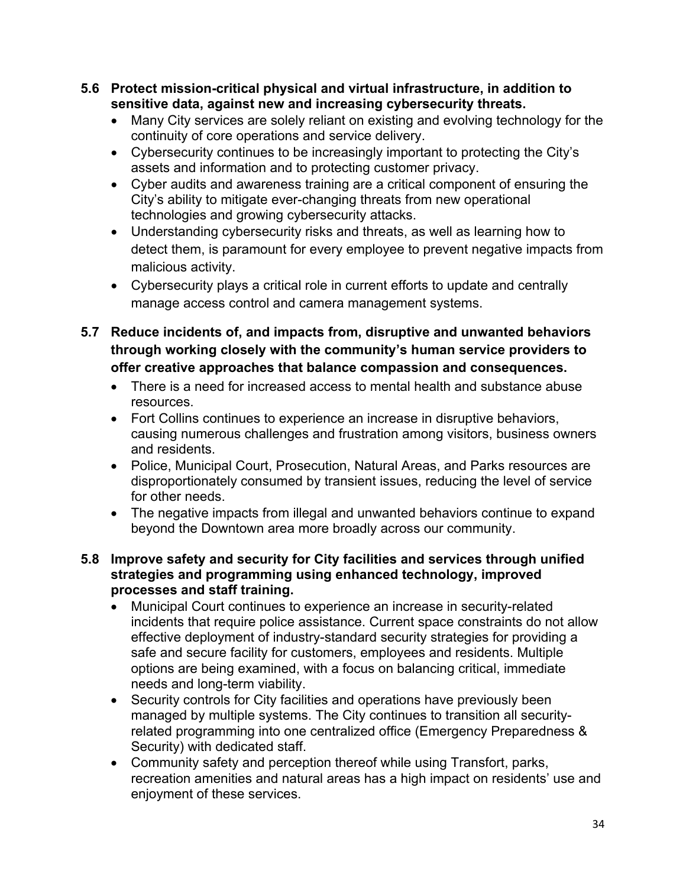**5.6 Protect mission-critical physical and virtual infrastructure, in addition to sensitive data, against new and increasing cybersecurity threats.**

- Many City services are solely reliant on existing and evolving technology for the continuity of core operations and service delivery.
- Cybersecurity continues to be increasingly important to protecting the City's assets and information and to protecting customer privacy.
- Cyber audits and awareness training are a critical component of ensuring the City's ability to mitigate ever-changing threats from new operational technologies and growing cybersecurity attacks.
- Understanding cybersecurity risks and threats, as well as learning how to detect them, is paramount for every employee to prevent negative impacts from malicious activity.
- Cybersecurity plays a critical role in current efforts to update and centrally manage access control and camera management systems.

**5.7 Reduce incidents of, and impacts from, disruptive and unwanted behaviors through working closely with the community's human service providers to offer creative approaches that balance compassion and consequences.**

- There is a need for increased access to mental health and substance abuse resources.
- Fort Collins continues to experience an increase in disruptive behaviors, causing numerous challenges and frustration among visitors, business owners and residents.
- Police, Municipal Court, Prosecution, Natural Areas, and Parks resources are disproportionately consumed by transient issues, reducing the level of service for other needs.
- The negative impacts from illegal and unwanted behaviors continue to expand beyond the Downtown area more broadly across our community.

**5.8 Improve safety and security for City facilities and services through unified strategies and programming using enhanced technology, improved processes and staff training.**

- Municipal Court continues to experience an increase in security-related incidents that require police assistance. Current space constraints do not allow effective deployment of industry-standard security strategies for providing a safe and secure facility for customers, employees and residents. Multiple options are being examined, with a focus on balancing critical, immediate needs and long-term viability.
- Security controls for City facilities and operations have previously been managed by multiple systems. The City continues to transition all security-related programming into one centralized office (Emergency Preparedness & Security) with dedicated staff.
- Community safety and perception thereof while using Transfort, parks, recreation amenities and natural areas has a high impact on residents' use and enjoyment of these services.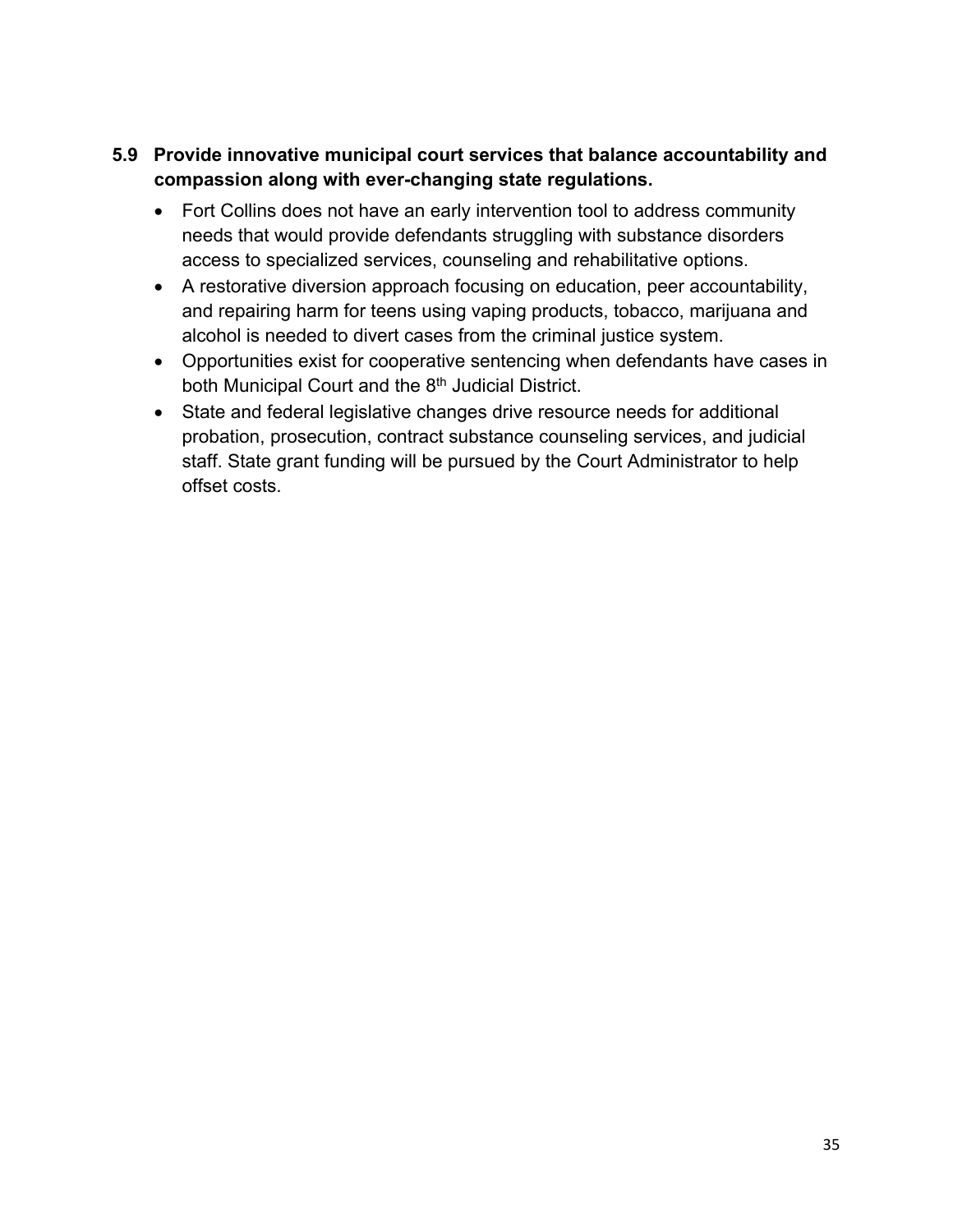### 5.9 Provide innovative municipal court services that balance accountability and compassion along with ever-changing state regulations.

- Fort Collins does not have an early intervention tool to address community needs that would provide defendants struggling with substance disorders access to specialized services, counseling and rehabilitative options.
- A restorative diversion approach focusing on education, peer accountability, and repairing harm for teens using vaping products, tobacco, marijuana and alcohol is needed to divert cases from the criminal justice system.
- Opportunities exist for cooperative sentencing when defendants have cases in both Municipal Court and the 8th Judicial District.
- State and federal legislative changes drive resource needs for additional probation, prosecution, contract substance counseling services, and judicial staff. State grant funding will be pursued by the Court Administrator to help offset costs.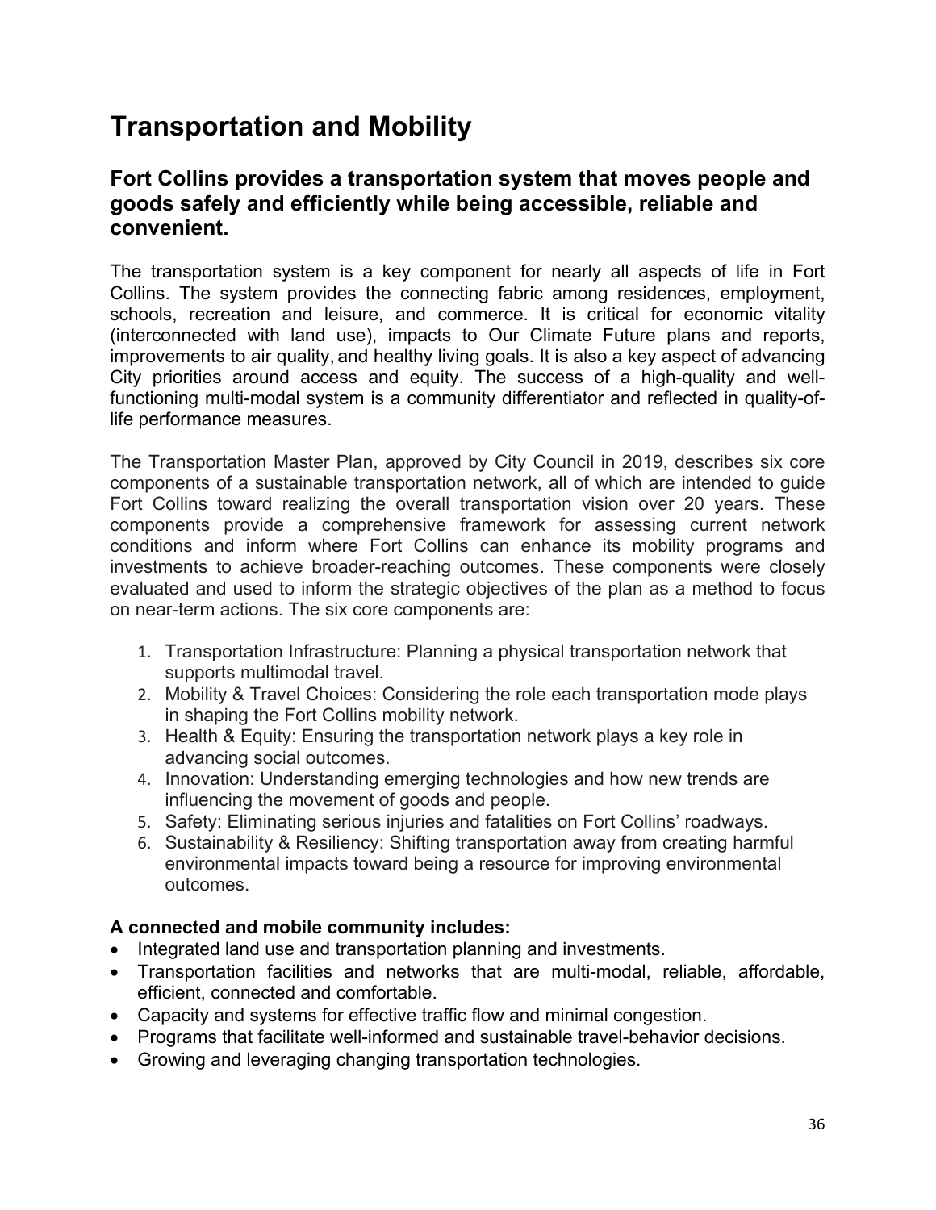# Transportation and Mobility

## Fort Collins provides a transportation system that moves people and goods safely and efficiently while being accessible, reliable and convenient.

The transportation system is a key component for nearly all aspects of life in Fort Collins. The system provides the connecting fabric among residences, employment, schools, recreation and leisure, and commerce. It is critical for economic vitality (interconnected with land use), impacts to Our Climate Future plans and reports, improvements to air quality, and healthy living goals. It is also a key aspect of advancing City priorities around access and equity. The success of a high-quality and well-functioning multi-modal system is a community differentiator and reflected in quality-of-life performance measures.

The Transportation Master Plan, approved by City Council in 2019, describes six core components of a sustainable transportation network, all of which are intended to guide Fort Collins toward realizing the overall transportation vision over 20 years. These components provide a comprehensive framework for assessing current network conditions and inform where Fort Collins can enhance its mobility programs and investments to achieve broader-reaching outcomes. These components were closely evaluated and used to inform the strategic objectives of the plan as a method to focus on near-term actions. The six core components are:

1. Transportation Infrastructure: Planning a physical transportation network that supports multimodal travel.
2. Mobility & Travel Choices: Considering the role each transportation mode plays in shaping the Fort Collins mobility network.
3. Health & Equity: Ensuring the transportation network plays a key role in advancing social outcomes.
4. Innovation: Understanding emerging technologies and how new trends are influencing the movement of goods and people.
5. Safety: Eliminating serious injuries and fatalities on Fort Collins' roadways.
6. Sustainability & Resiliency: Shifting transportation away from creating harmful environmental impacts toward being a resource for improving environmental outcomes.

**A connected and mobile community includes:**

- Integrated land use and transportation planning and investments.
- Transportation facilities and networks that are multi-modal, reliable, affordable, efficient, connected and comfortable.
- Capacity and systems for effective traffic flow and minimal congestion.
- Programs that facilitate well-informed and sustainable travel-behavior decisions.
- Growing and leveraging changing transportation technologies.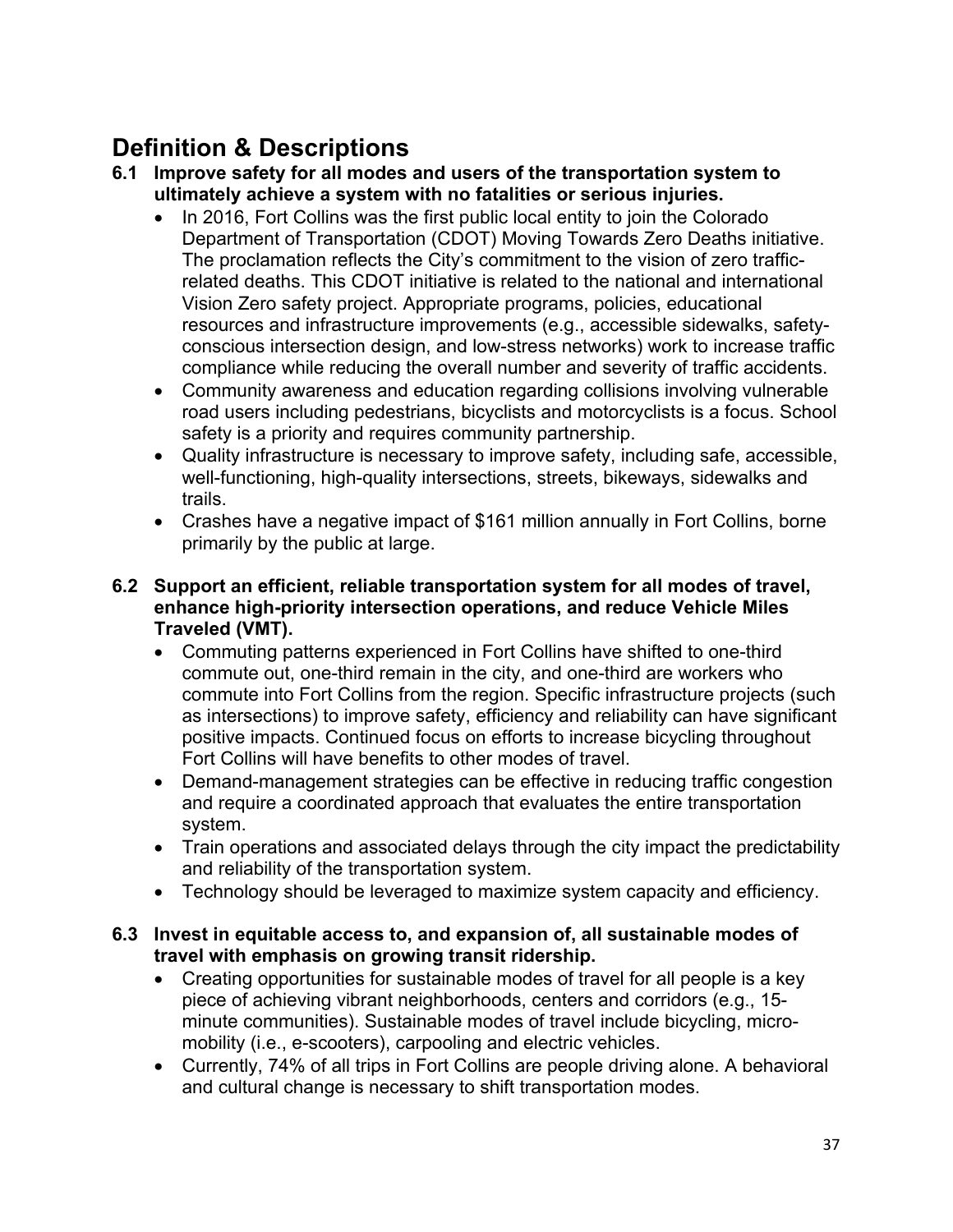# Definition & Descriptions

### 6.1 Improve safety for all modes and users of the transportation system to ultimately achieve a system with no fatalities or serious injuries.

- In 2016, Fort Collins was the first public local entity to join the Colorado Department of Transportation (CDOT) Moving Towards Zero Deaths initiative. The proclamation reflects the City's commitment to the vision of zero traffic-related deaths. This CDOT initiative is related to the national and international Vision Zero safety project. Appropriate programs, policies, educational resources and infrastructure improvements (e.g., accessible sidewalks, safety-conscious intersection design, and low-stress networks) work to increase traffic compliance while reducing the overall number and severity of traffic accidents.
- Community awareness and education regarding collisions involving vulnerable road users including pedestrians, bicyclists and motorcyclists is a focus. School safety is a priority and requires community partnership.
- Quality infrastructure is necessary to improve safety, including safe, accessible, well-functioning, high-quality intersections, streets, bikeways, sidewalks and trails.
- Crashes have a negative impact of $161 million annually in Fort Collins, borne primarily by the public at large.

### 6.2 Support an efficient, reliable transportation system for all modes of travel, enhance high-priority intersection operations, and reduce Vehicle Miles Traveled (VMT).

- Commuting patterns experienced in Fort Collins have shifted to one-third commute out, one-third remain in the city, and one-third are workers who commute into Fort Collins from the region. Specific infrastructure projects (such as intersections) to improve safety, efficiency and reliability can have significant positive impacts. Continued focus on efforts to increase bicycling throughout Fort Collins will have benefits to other modes of travel.
- Demand-management strategies can be effective in reducing traffic congestion and require a coordinated approach that evaluates the entire transportation system.
- Train operations and associated delays through the city impact the predictability and reliability of the transportation system.
- Technology should be leveraged to maximize system capacity and efficiency.

### 6.3 Invest in equitable access to, and expansion of, all sustainable modes of travel with emphasis on growing transit ridership.

- Creating opportunities for sustainable modes of travel for all people is a key piece of achieving vibrant neighborhoods, centers and corridors (e.g., 15-minute communities). Sustainable modes of travel include bicycling, micro-mobility (i.e., e-scooters), carpooling and electric vehicles.
- Currently, 74% of all trips in Fort Collins are people driving alone. A behavioral and cultural change is necessary to shift transportation modes.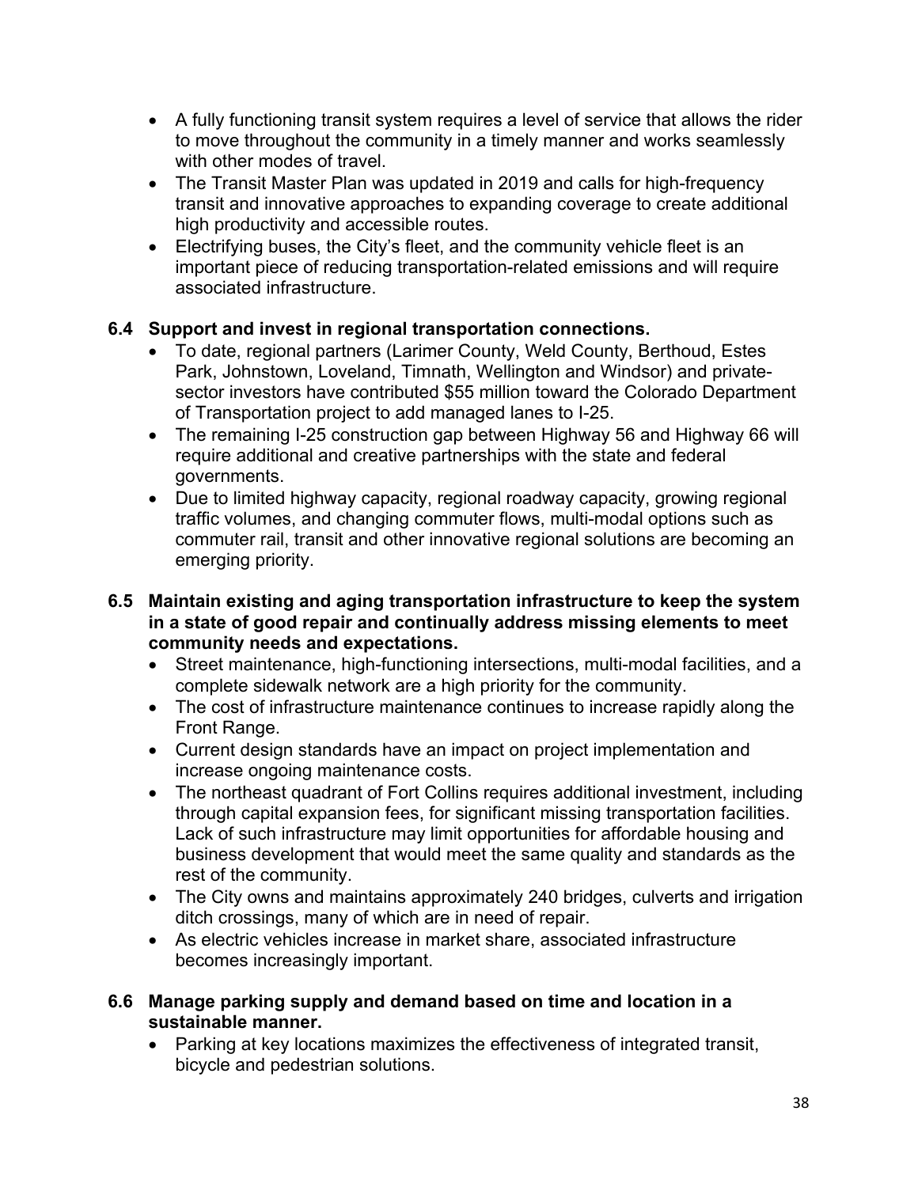- A fully functioning transit system requires a level of service that allows the rider to move throughout the community in a timely manner and works seamlessly with other modes of travel.
- The Transit Master Plan was updated in 2019 and calls for high-frequency transit and innovative approaches to expanding coverage to create additional high productivity and accessible routes.
- Electrifying buses, the City's fleet, and the community vehicle fleet is an important piece of reducing transportation-related emissions and will require associated infrastructure.

**6.4 Support and invest in regional transportation connections.**

- To date, regional partners (Larimer County, Weld County, Berthoud, Estes Park, Johnstown, Loveland, Timnath, Wellington and Windsor) and private-sector investors have contributed $55 million toward the Colorado Department of Transportation project to add managed lanes to I-25.
- The remaining I-25 construction gap between Highway 56 and Highway 66 will require additional and creative partnerships with the state and federal governments.
- Due to limited highway capacity, regional roadway capacity, growing regional traffic volumes, and changing commuter flows, multi-modal options such as commuter rail, transit and other innovative regional solutions are becoming an emerging priority.

**6.5 Maintain existing and aging transportation infrastructure to keep the system in a state of good repair and continually address missing elements to meet community needs and expectations.**

- Street maintenance, high-functioning intersections, multi-modal facilities, and a complete sidewalk network are a high priority for the community.
- The cost of infrastructure maintenance continues to increase rapidly along the Front Range.
- Current design standards have an impact on project implementation and increase ongoing maintenance costs.
- The northeast quadrant of Fort Collins requires additional investment, including through capital expansion fees, for significant missing transportation facilities. Lack of such infrastructure may limit opportunities for affordable housing and business development that would meet the same quality and standards as the rest of the community.
- The City owns and maintains approximately 240 bridges, culverts and irrigation ditch crossings, many of which are in need of repair.
- As electric vehicles increase in market share, associated infrastructure becomes increasingly important.

**6.6 Manage parking supply and demand based on time and location in a sustainable manner.**

- Parking at key locations maximizes the effectiveness of integrated transit, bicycle and pedestrian solutions.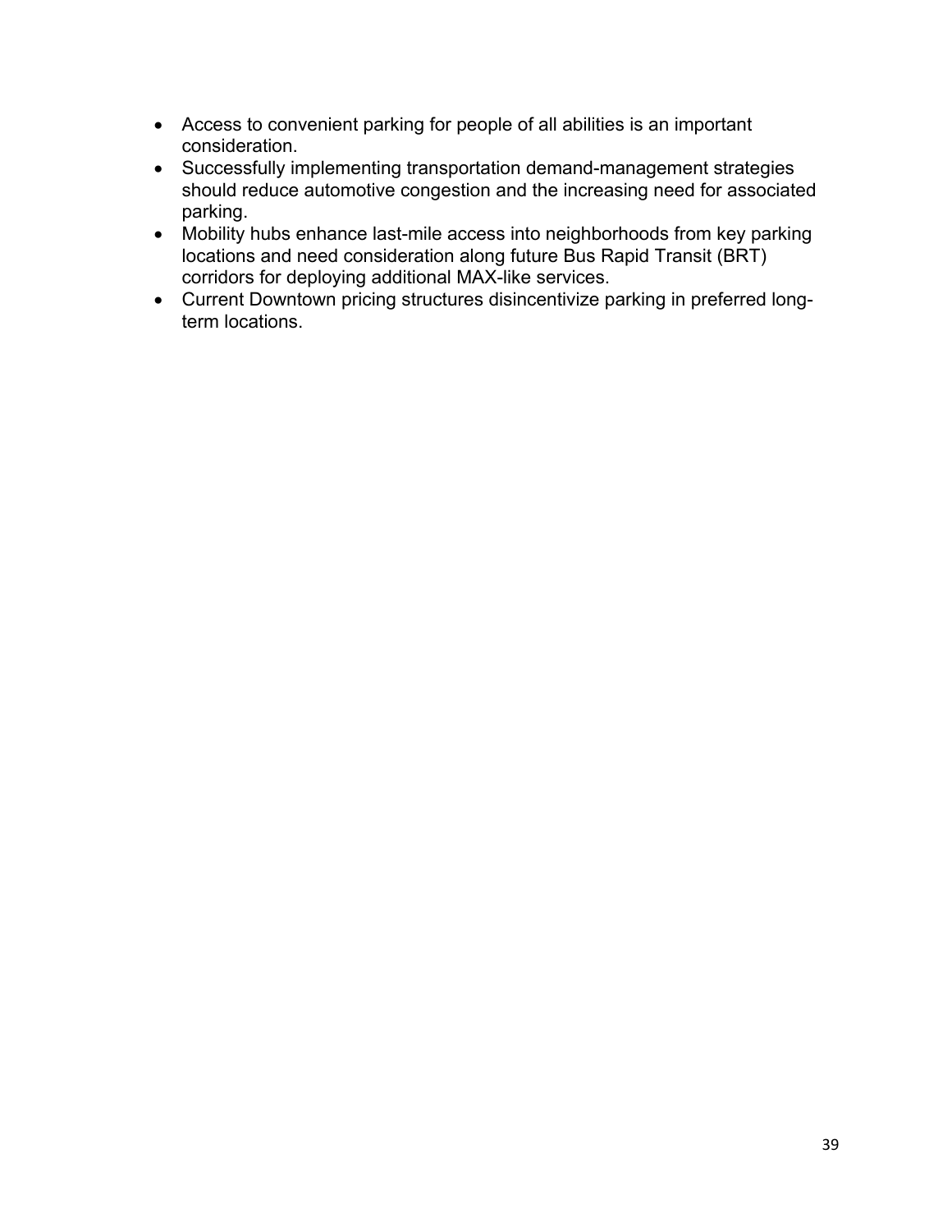- Access to convenient parking for people of all abilities is an important consideration.
- Successfully implementing transportation demand-management strategies should reduce automotive congestion and the increasing need for associated parking.
- Mobility hubs enhance last-mile access into neighborhoods from key parking locations and need consideration along future Bus Rapid Transit (BRT) corridors for deploying additional MAX-like services.
- Current Downtown pricing structures disincentivize parking in preferred long-term locations.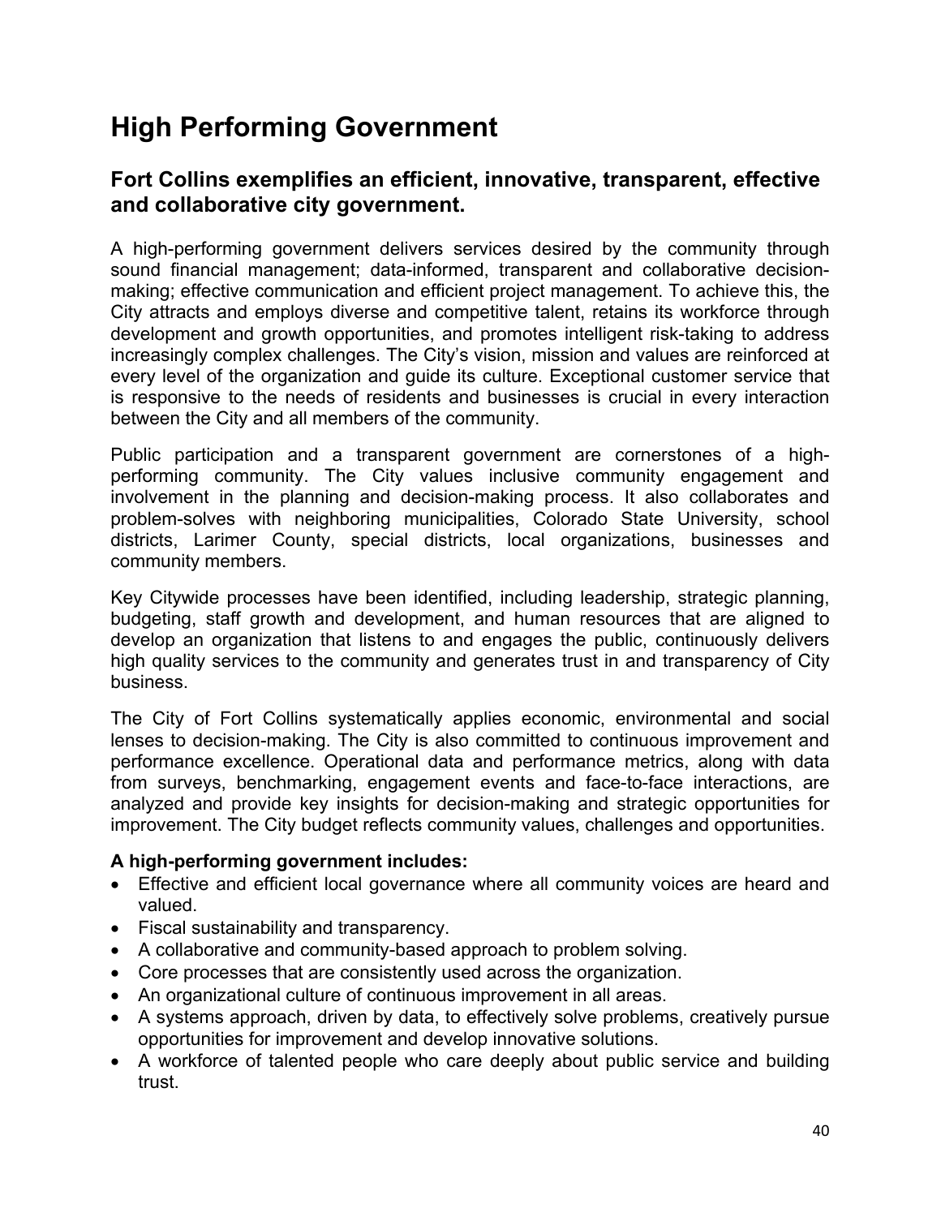# High Performing Government

## Fort Collins exemplifies an efficient, innovative, transparent, effective and collaborative city government.

A high-performing government delivers services desired by the community through sound financial management; data-informed, transparent and collaborative decision-making; effective communication and efficient project management. To achieve this, the City attracts and employs diverse and competitive talent, retains its workforce through development and growth opportunities, and promotes intelligent risk-taking to address increasingly complex challenges. The City's vision, mission and values are reinforced at every level of the organization and guide its culture. Exceptional customer service that is responsive to the needs of residents and businesses is crucial in every interaction between the City and all members of the community.

Public participation and a transparent government are cornerstones of a high-performing community. The City values inclusive community engagement and involvement in the planning and decision-making process. It also collaborates and problem-solves with neighboring municipalities, Colorado State University, school districts, Larimer County, special districts, local organizations, businesses and community members.

Key Citywide processes have been identified, including leadership, strategic planning, budgeting, staff growth and development, and human resources that are aligned to develop an organization that listens to and engages the public, continuously delivers high quality services to the community and generates trust in and transparency of City business.

The City of Fort Collins systematically applies economic, environmental and social lenses to decision-making. The City is also committed to continuous improvement and performance excellence. Operational data and performance metrics, along with data from surveys, benchmarking, engagement events and face-to-face interactions, are analyzed and provide key insights for decision-making and strategic opportunities for improvement. The City budget reflects community values, challenges and opportunities.

**A high-performing government includes:**

- Effective and efficient local governance where all community voices are heard and valued.
- Fiscal sustainability and transparency.
- A collaborative and community-based approach to problem solving.
- Core processes that are consistently used across the organization.
- An organizational culture of continuous improvement in all areas.
- A systems approach, driven by data, to effectively solve problems, creatively pursue opportunities for improvement and develop innovative solutions.
- A workforce of talented people who care deeply about public service and building trust.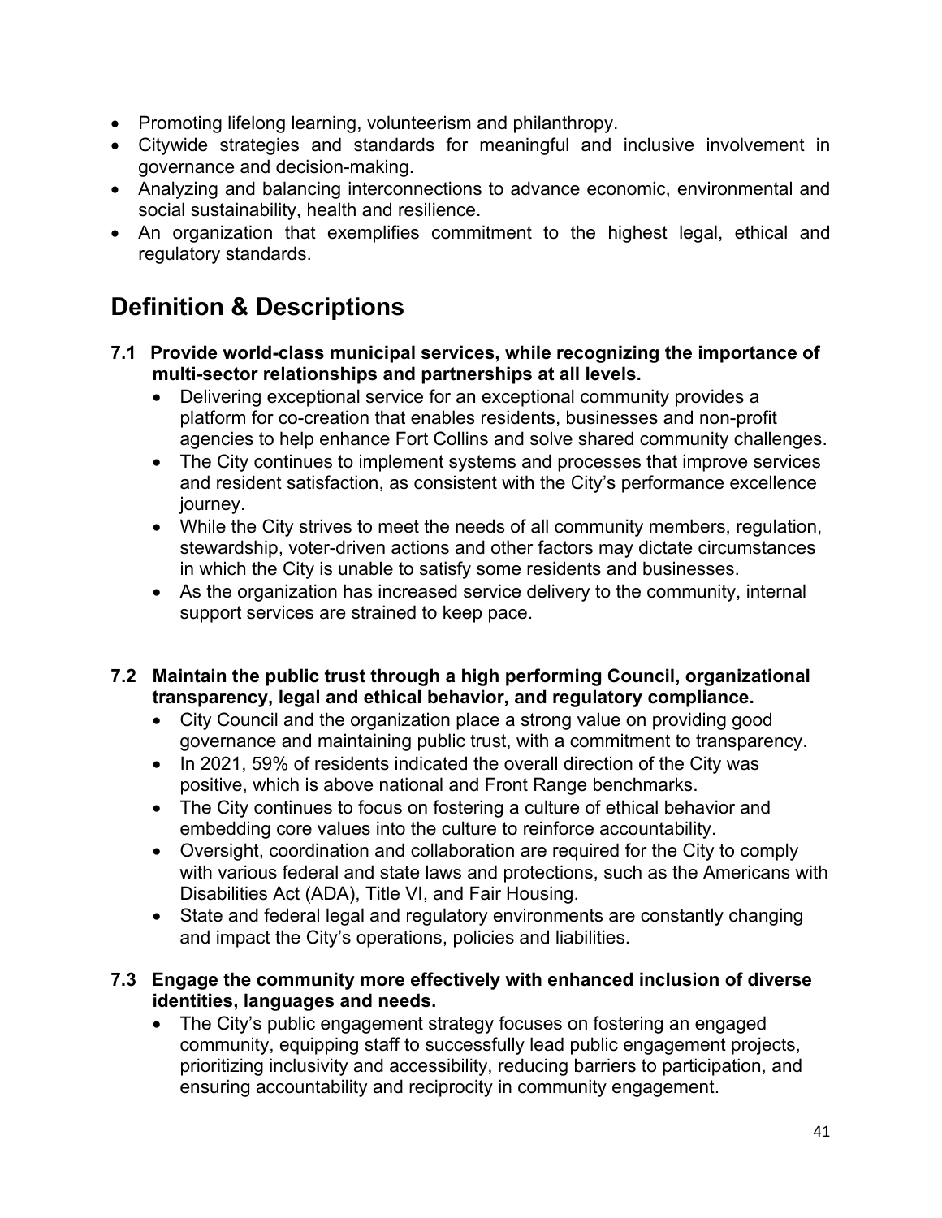- Promoting lifelong learning, volunteerism and philanthropy.
- Citywide strategies and standards for meaningful and inclusive involvement in governance and decision-making.
- Analyzing and balancing interconnections to advance economic, environmental and social sustainability, health and resilience.
- An organization that exemplifies commitment to the highest legal, ethical and regulatory standards.

# Definition & Descriptions

**7.1 Provide world-class municipal services, while recognizing the importance of multi-sector relationships and partnerships at all levels.**

- Delivering exceptional service for an exceptional community provides a platform for co-creation that enables residents, businesses and non-profit agencies to help enhance Fort Collins and solve shared community challenges.
- The City continues to implement systems and processes that improve services and resident satisfaction, as consistent with the City's performance excellence journey.
- While the City strives to meet the needs of all community members, regulation, stewardship, voter-driven actions and other factors may dictate circumstances in which the City is unable to satisfy some residents and businesses.
- As the organization has increased service delivery to the community, internal support services are strained to keep pace.

**7.2 Maintain the public trust through a high performing Council, organizational transparency, legal and ethical behavior, and regulatory compliance.**

- City Council and the organization place a strong value on providing good governance and maintaining public trust, with a commitment to transparency.
- In 2021, 59% of residents indicated the overall direction of the City was positive, which is above national and Front Range benchmarks.
- The City continues to focus on fostering a culture of ethical behavior and embedding core values into the culture to reinforce accountability.
- Oversight, coordination and collaboration are required for the City to comply with various federal and state laws and protections, such as the Americans with Disabilities Act (ADA), Title VI, and Fair Housing.
- State and federal legal and regulatory environments are constantly changing and impact the City's operations, policies and liabilities.

**7.3 Engage the community more effectively with enhanced inclusion of diverse identities, languages and needs.**

- The City's public engagement strategy focuses on fostering an engaged community, equipping staff to successfully lead public engagement projects, prioritizing inclusivity and accessibility, reducing barriers to participation, and ensuring accountability and reciprocity in community engagement.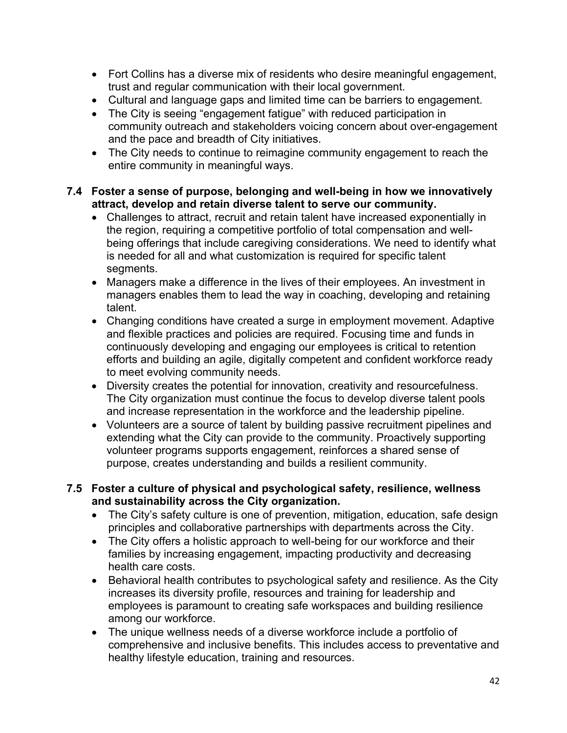- Fort Collins has a diverse mix of residents who desire meaningful engagement, trust and regular communication with their local government.
- Cultural and language gaps and limited time can be barriers to engagement.
- The City is seeing "engagement fatigue" with reduced participation in community outreach and stakeholders voicing concern about over-engagement and the pace and breadth of City initiatives.
- The City needs to continue to reimagine community engagement to reach the entire community in meaningful ways.

**7.4 Foster a sense of purpose, belonging and well-being in how we innovatively attract, develop and retain diverse talent to serve our community.**

- Challenges to attract, recruit and retain talent have increased exponentially in the region, requiring a competitive portfolio of total compensation and well-being offerings that include caregiving considerations. We need to identify what is needed for all and what customization is required for specific talent segments.
- Managers make a difference in the lives of their employees. An investment in managers enables them to lead the way in coaching, developing and retaining talent.
- Changing conditions have created a surge in employment movement. Adaptive and flexible practices and policies are required. Focusing time and funds in continuously developing and engaging our employees is critical to retention efforts and building an agile, digitally competent and confident workforce ready to meet evolving community needs.
- Diversity creates the potential for innovation, creativity and resourcefulness. The City organization must continue the focus to develop diverse talent pools and increase representation in the workforce and the leadership pipeline.
- Volunteers are a source of talent by building passive recruitment pipelines and extending what the City can provide to the community. Proactively supporting volunteer programs supports engagement, reinforces a shared sense of purpose, creates understanding and builds a resilient community.

**7.5 Foster a culture of physical and psychological safety, resilience, wellness and sustainability across the City organization.**

- The City's safety culture is one of prevention, mitigation, education, safe design principles and collaborative partnerships with departments across the City.
- The City offers a holistic approach to well-being for our workforce and their families by increasing engagement, impacting productivity and decreasing health care costs.
- Behavioral health contributes to psychological safety and resilience. As the City increases its diversity profile, resources and training for leadership and employees is paramount to creating safe workspaces and building resilience among our workforce.
- The unique wellness needs of a diverse workforce include a portfolio of comprehensive and inclusive benefits. This includes access to preventative and healthy lifestyle education, training and resources.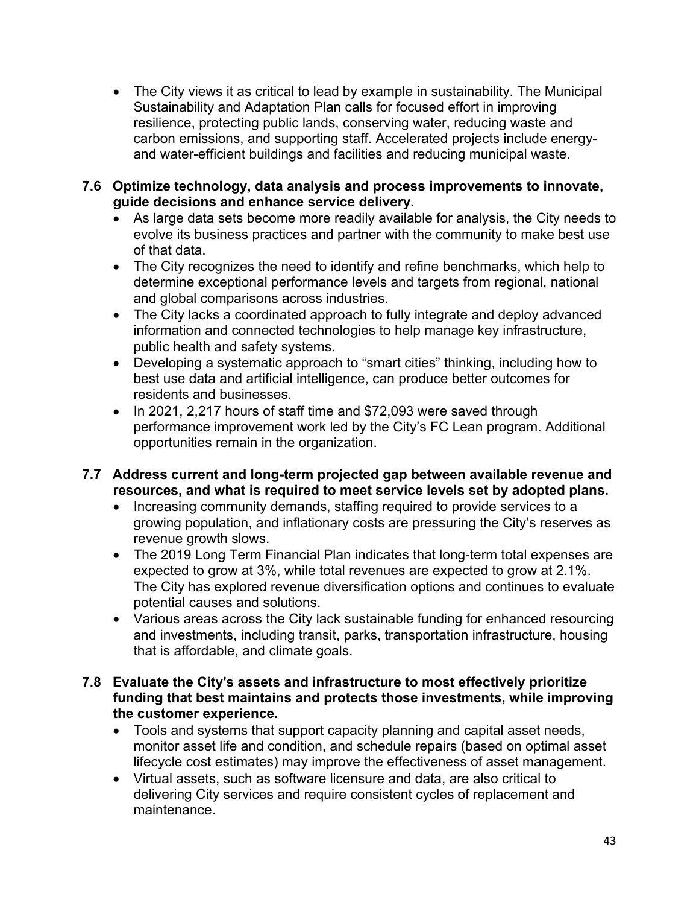- The City views it as critical to lead by example in sustainability. The Municipal Sustainability and Adaptation Plan calls for focused effort in improving resilience, protecting public lands, conserving water, reducing waste and carbon emissions, and supporting staff. Accelerated projects include energy- and water-efficient buildings and facilities and reducing municipal waste.

**7.6 Optimize technology, data analysis and process improvements to innovate, guide decisions and enhance service delivery.**

- As large data sets become more readily available for analysis, the City needs to evolve its business practices and partner with the community to make best use of that data.
- The City recognizes the need to identify and refine benchmarks, which help to determine exceptional performance levels and targets from regional, national and global comparisons across industries.
- The City lacks a coordinated approach to fully integrate and deploy advanced information and connected technologies to help manage key infrastructure, public health and safety systems.
- Developing a systematic approach to "smart cities" thinking, including how to best use data and artificial intelligence, can produce better outcomes for residents and businesses.
- In 2021, 2,217 hours of staff time and $72,093 were saved through performance improvement work led by the City's FC Lean program. Additional opportunities remain in the organization.

**7.7 Address current and long-term projected gap between available revenue and resources, and what is required to meet service levels set by adopted plans.**

- Increasing community demands, staffing required to provide services to a growing population, and inflationary costs are pressuring the City's reserves as revenue growth slows.
- The 2019 Long Term Financial Plan indicates that long-term total expenses are expected to grow at 3%, while total revenues are expected to grow at 2.1%. The City has explored revenue diversification options and continues to evaluate potential causes and solutions.
- Various areas across the City lack sustainable funding for enhanced resourcing and investments, including transit, parks, transportation infrastructure, housing that is affordable, and climate goals.

**7.8 Evaluate the City's assets and infrastructure to most effectively prioritize funding that best maintains and protects those investments, while improving the customer experience.**

- Tools and systems that support capacity planning and capital asset needs, monitor asset life and condition, and schedule repairs (based on optimal asset lifecycle cost estimates) may improve the effectiveness of asset management.
- Virtual assets, such as software licensure and data, are also critical to delivering City services and require consistent cycles of replacement and maintenance.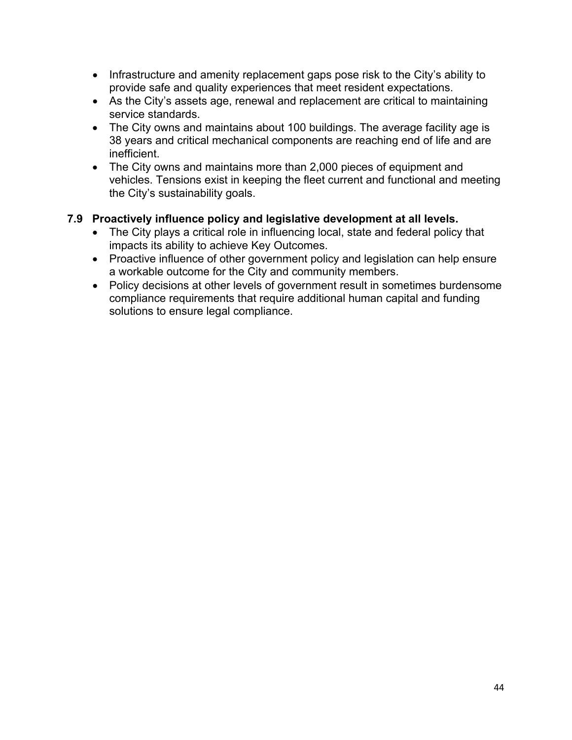- Infrastructure and amenity replacement gaps pose risk to the City's ability to provide safe and quality experiences that meet resident expectations.
- As the City's assets age, renewal and replacement are critical to maintaining service standards.
- The City owns and maintains about 100 buildings. The average facility age is 38 years and critical mechanical components are reaching end of life and are inefficient.
- The City owns and maintains more than 2,000 pieces of equipment and vehicles. Tensions exist in keeping the fleet current and functional and meeting the City's sustainability goals.

### 7.9 Proactively influence policy and legislative development at all levels.

- The City plays a critical role in influencing local, state and federal policy that impacts its ability to achieve Key Outcomes.
- Proactive influence of other government policy and legislation can help ensure a workable outcome for the City and community members.
- Policy decisions at other levels of government result in sometimes burdensome compliance requirements that require additional human capital and funding solutions to ensure legal compliance.